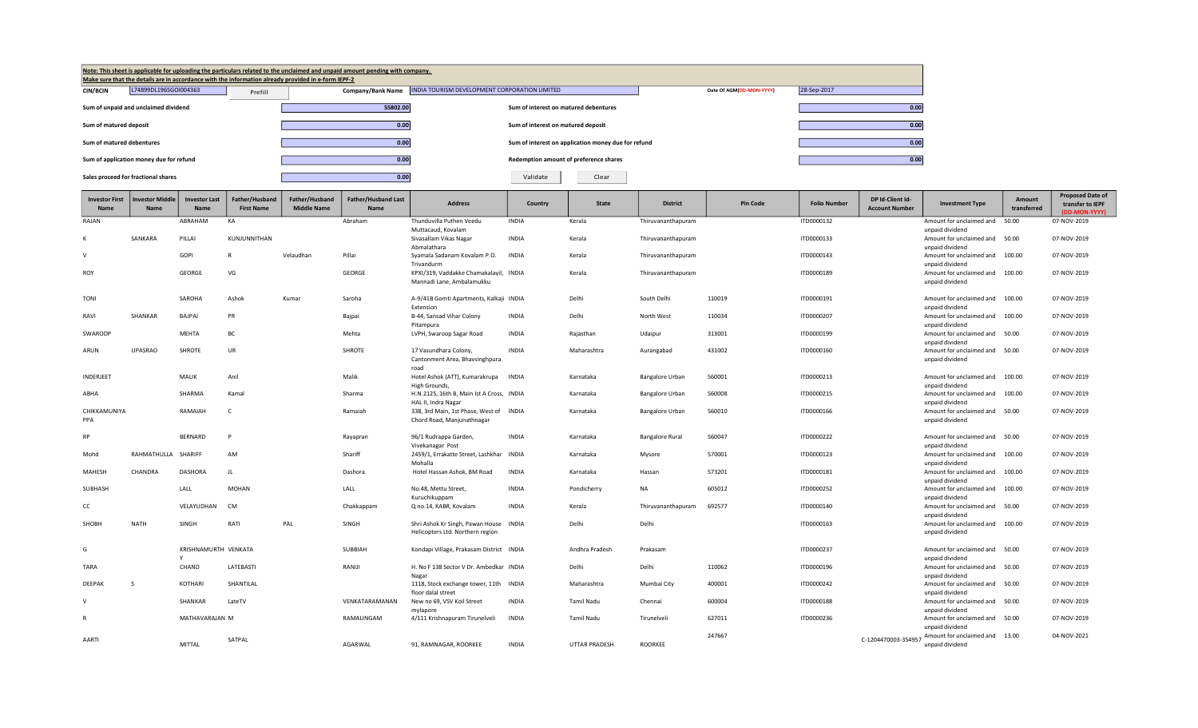**Note: This sheet is applicable for uploading the particulars related to the unclaimed and unpaid amount pending with company.**
**Make sure that the details are in accordance with the information already provided in e-form IEPF-2**

| | | | | | |
|---|---|---|---|---|---|
| CIN/BCIN | L74899DL1965GOI004363 | Prefill | Company/Bank Name | INDIA TOURISM DEVELOPMENT CORPORATION LIMITED | Date Of AGM(DD-MON-YYYY) 28-Sep-2017 |
| Sum of unpaid and unclaimed dividend | | 55802.00 | Sum of interest on matured debentures | | 0.00 |
| Sum of matured deposit | | 0.00 | Sum of interest on matured deposit | | 0.00 |
| Sum of matured debentures | | 0.00 | Sum of interest on application money due for refund | | 0.00 |
| Sum of application money due for refund | | 0.00 | Redemption amount of preference shares | | 0.00 |
| Sales proceed for fractional shares | | 0.00 | Validate | Clear | |

| Investor First Name | Investor Middle Name | Investor Last Name | Father/Husband First Name | Father/Husband Middle Name | Father/Husband Last Name | Address | Country | State | District | Pin Code | Folio Number | DP Id-Client Id-Account Number | Investment Type | Amount transferred | Proposed Date of transfer to IEPF (DD-MON-YYYY) |
|---|---|---|---|---|---|---|---|---|---|---|---|---|---|---|---|
| RAJAN | | ABRAHAM | KA | | Abraham | Thunduvilla Puthen Veedu Muttacaud, Kovalam | INDIA | Kerala | Thiruvananthapuram | | ITD0000132 | | Amount for unclaimed and unpaid dividend | 50.00 | 07-NOV-2019 |
| K | SANKARA | PILLAI | KUNJUNNITHAN | | | Sivasallam Vikas Nagar Abmalathara | INDIA | Kerala | Thiruvananthapuram | | ITD0000133 | | Amount for unclaimed and unpaid dividend | 50.00 | 07-NOV-2019 |
| V | | GOPI | R | Velaudhan | Pillai | Syamala Sadanam Kovalam P.O. Trivandurm | INDIA | Kerala | Thiruvananthapuram | | ITD0000143 | | Amount for unclaimed and unpaid dividend | 100.00 | 07-NOV-2019 |
| ROY | | GEORGE | VG | | GEORGE | KPXI/319, Vaddakke Chamakalayil, Mannadi Lane, Ambalamukku | INDIA | Kerala | Thiruvananthapuram | | ITD0000189 | | Amount for unclaimed and unpaid dividend | 100.00 | 07-NOV-2019 |
| TONI | | SAROHA | Ashok | Kumar | Saroha | A-9/41B Gomti Apartments, Kalkaji Extension | INDIA | Delhi | South Delhi | 110019 | ITD0000191 | | Amount for unclaimed and unpaid dividend | 100.00 | 07-NOV-2019 |
| RAVI | SHANKAR | BAJPAI | PR | | Bajpai | B-44, Sansad Vihar Colony Pitampura | INDIA | Delhi | North West | 110034 | ITD0000207 | | Amount for unclaimed and unpaid dividend | 100.00 | 07-NOV-2019 |
| SWAROOP | | MEHTA | BC | | Mehta | LVPH, Swaroop Sagar Road | INDIA | Rajasthan | Udaipur | 313001 | ITD0000199 | | Amount for unclaimed and unpaid dividend | 50.00 | 07-NOV-2019 |
| ARUN | UPASRAO | SHROTE | UR | | SHROTE | 17 Vasundhara Colony, Cantonment Area, Bhavsinghpura road | INDIA | Maharashtra | Aurangabad | 431002 | ITD0000160 | | Amount for unclaimed and unpaid dividend | 50.00 | 07-NOV-2019 |
| INDERJEET | | MALIK | Anil | | Malik | Hotel Ashok (ATT), Kumarakrupa High Grounds, | INDIA | Karnataka | Bangalore Urban | 560001 | ITD0000213 | | Amount for unclaimed and unpaid dividend | 100.00 | 07-NOV-2019 |
| ABHA | | SHARMA | Kamal | | Sharma | H.N.2125, 16th B, Main Ist A Cross, HAL II, Indra Nagar | INDIA | Karnataka | Bangalore Urban | 560008 | ITD0000215 | | Amount for unclaimed and unpaid dividend | 100.00 | 07-NOV-2019 |
| CHIKKAMUNIYAPPA | | RAMAIAH | C | | Ramaiah | 338, 3rd Main, 1st Phase, West of Chord Road, Manjunathnagar | INDIA | Karnataka | Bangalore Urban | 560010 | ITD0000166 | | Amount for unclaimed and unpaid dividend | 50.00 | 07-NOV-2019 |
| RP | | BERNARD | P | | Rayapran | 96/1 Rudrappa Garden, Vivekanagar Post | INDIA | Karnataka | Bangalore Rural | 560047 | ITD0000222 | | Amount for unclaimed and unpaid dividend | 50.00 | 07-NOV-2019 |
| Mohd | RAHMATHULLA | SHARIFF | AM | | Shariff | 2459/1, Errakatte Street, Lashkhar Mohalla | INDIA | Karnataka | Mysore | 570001 | ITD0000123 | | Amount for unclaimed and unpaid dividend | 100.00 | 07-NOV-2019 |
| MAHESH | CHANDRA | DASHORA | JL | | Dashora | Hotel Hassan Ashok, BM Road | INDIA | Karnataka | Hassan | 573201 | ITD0000181 | | Amount for unclaimed and unpaid dividend | 100.00 | 07-NOV-2019 |
| SUBHASH | | LALL | MOHAN | | LALL | No.48, Mettu Street, Kuruchikuppam | INDIA | Pondicherry | NA | 605012 | ITD0000252 | | Amount for unclaimed and unpaid dividend | 100.00 | 07-NOV-2019 |
| CC | | VELAYUDHAN | CM | | Chakkappam | Q no.14, KABR, Kovalam | INDIA | Kerala | Thiruvananthapuram | 692577 | ITD0000140 | | Amount for unclaimed and unpaid dividend | 50.00 | 07-NOV-2019 |
| SHOBH | NATH | SINGH | RATI | PAL | SINGH | Shri Ashok Kr Singh, Pawan House Helicopters Ltd. Northern region | INDIA | Delhi | Delhi | | ITD0000163 | | Amount for unclaimed and unpaid dividend | 100.00 | 07-NOV-2019 |
| G | | KRISHNAMURTHY | VENKATA | | SUBBIAH | Kondapi Village, Prakasam District | INDIA | Andhra Pradesh | Prakasam | | ITD0000237 | | Amount for unclaimed and unpaid dividend | 50.00 | 07-NOV-2019 |
| TARA | | CHAND | LATEBASTI | | RANJI | H. No F 138 Sector V Dr. Ambedkar Nagar | INDIA | Delhi | Delhi | 110062 | ITD0000196 | | Amount for unclaimed and unpaid dividend | 50.00 | 07-NOV-2019 |
| DEEPAK | S | KOTHARI | SHANTILAL | | | 1118, Stock exchange tower, 11th floor dalal street | INDIA | Maharashtra | Mumbai City | 400001 | ITD0000242 | | Amount for unclaimed and unpaid dividend | 50.00 | 07-NOV-2019 |
| V | | SHANKAR | LateTV | | VENKATARAMANAN | New no 69, VSV Koil Street mylapore | INDIA | Tamil Nadu | Chennai | 600004 | ITD0000188 | | Amount for unclaimed and unpaid dividend | 50.00 | 07-NOV-2019 |
| R | | MATHAVARAJAN | M | | RAMALINGAM | 4/111 Krishnapuram Tirunelveli | INDIA | Tamil Nadu | Tirunelveli | 627011 | ITD0000236 | | Amount for unclaimed and unpaid dividend | 50.00 | 07-NOV-2019 |
| AARTI | | MITTAL | SATPAL | | AGARWAL | 91, RAMNAGAR, ROORKEE | INDIA | UTTAR PRADESH | ROORKEE | 247667 | | C-1204470003-354957 | Amount for unclaimed and unpaid dividend | 13.00 | 04-NOV-2021 |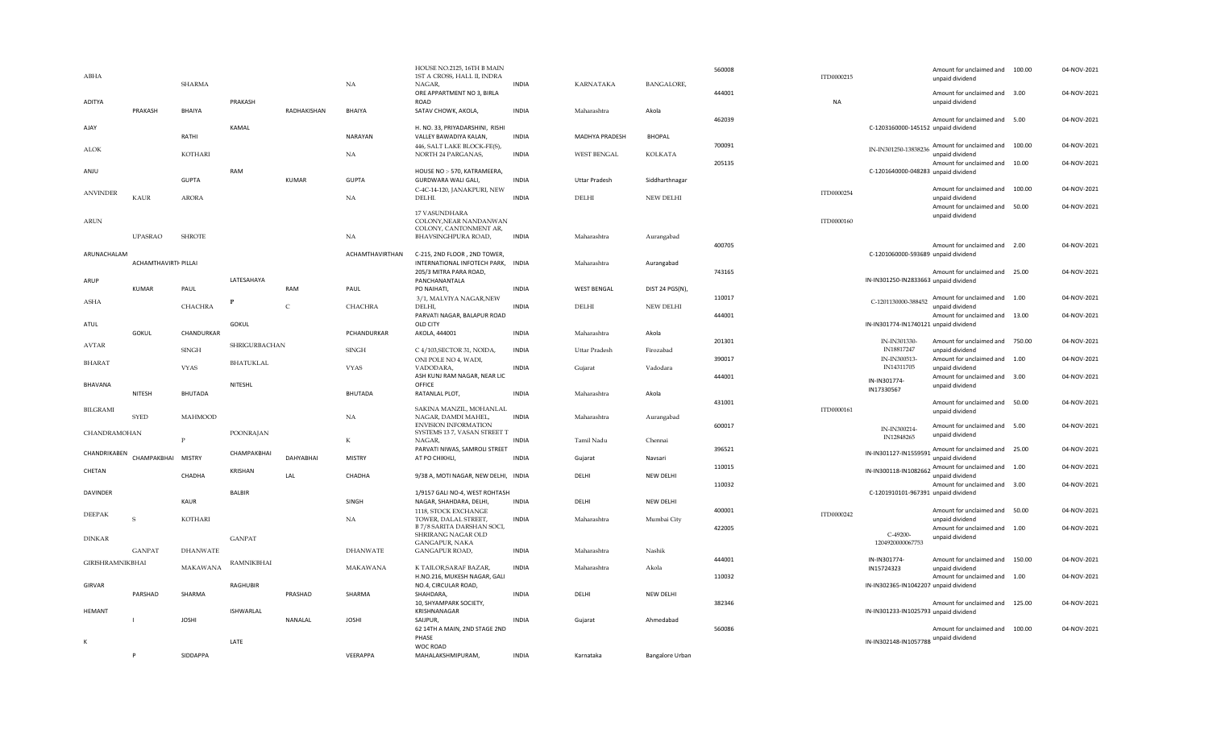| | | | | | | | | | | | | | | | |
|---|---|---|---|---|---|---|---|---|---|---|---|---|---|---|---|
| ABHA | | SHARMA | | | NA | HOUSE NO.2125, 16TH B MAIN 1ST A CROSS, HALL II, INDRA NAGAR, | INDIA | KARNATAKA | BANGALORE, | 560008 | ITD0000215 | | Amount for unclaimed and unpaid dividend | 100.00 | 04-NOV-2021 |
| ADITYA | PRAKASH | BHAIYA | PRAKASH | RADHAKISHAN | BHAIYA | ORE APPARTMENT NO 3, BIRLA ROAD SATAV CHOWK, AKOLA, | INDIA | Maharashtra | Akola | 444001 | NA | | Amount for unclaimed and unpaid dividend | 3.00 | 04-NOV-2021 |
| AJAY | | RATHI | KAMAL | | NARAYAN | H. NO. 33, PRIYADARSHINI, RISHI VALLEY BAWADIYA KALAN, | INDIA | MADHYA PRADESH | BHOPAL | 462039 | | C-1203160000-145152 | Amount for unclaimed and unpaid dividend | 5.00 | 04-NOV-2021 |
| ALOK | | KOTHARI | | | NA | 446, SALT LAKE BLOCK-FE(S), NORTH 24 PARGANAS, | INDIA | WEST BENGAL | KOLKATA | 700091 | | IN-IN301250-13838236 | Amount for unclaimed and unpaid dividend | 100.00 | 04-NOV-2021 |
| ANJU | | GUPTA | RAM | KUMAR | GUPTA | HOUSE NO :- 570, KATRAMEERA, GURDWARA WALI GALI, | INDIA | Uttar Pradesh | Siddharthnagar | 205135 | | C-1201640000-048283 | Amount for unclaimed and unpaid dividend | 10.00 | 04-NOV-2021 |
| ANVINDER | KAUR | ARORA | | | NA | C-4C-14-120, JANAKPURI, NEW DELHI. | INDIA | DELHI | NEW DELHI | | ITD0000254 | | Amount for unclaimed and unpaid dividend | 100.00 | 04-NOV-2021 |
| ARUN | UPASRAO | SHROTE | | | NA | 17 VASUNDHARA COLONY,NEAR NANDANWAN COLONY, CANTONMENT AR, BHAVSINGHPURA ROAD, | INDIA | Maharashtra | Aurangabad | | ITD0000160 | | Amount for unclaimed and unpaid dividend | 50.00 | 04-NOV-2021 |
| ARUNACHALAM | ACHAMTHAVIRTH PILLAI | | | | ACHAMTHAVIRTHAN | C-215, 2ND FLOOR , 2ND TOWER, INTERNATIONAL INFOTECH PARK, | INDIA | Maharashtra | Aurangabad | 400705 | | C-1201060000-593689 | Amount for unclaimed and unpaid dividend | 2.00 | 04-NOV-2021 |
| ARUP | KUMAR | PAUL | LATESAHAYA | RAM | PAUL | 205/3 MITRA PARA ROAD, PANCHANANTALA PO NAIHATI, | INDIA | WEST BENGAL | DIST 24 PGS(N), | 743165 | | IN-IN301250-IN2833663 | Amount for unclaimed and unpaid dividend | 25.00 | 04-NOV-2021 |
| ASHA | | CHACHRA | P | C | CHACHRA | 3/1, MALVIYA NAGAR,NEW DELHI, | INDIA | DELHI | NEW DELHI | 110017 | | C-1201130000-388452 | Amount for unclaimed and unpaid dividend | 1.00 | 04-NOV-2021 |
| ATUL | GOKUL | CHANDURKAR | GOKUL | | PCHANDURKAR | PARVATI NAGAR, BALAPUR ROAD OLD CITY AKOLA, 444001 | INDIA | Maharashtra | Akola | 444001 | | IN-IN301774-IN1740121 | Amount for unclaimed and unpaid dividend | 13.00 | 04-NOV-2021 |
| AVTAR | | SINGH | SHRIGURBACHAN | | SINGH | C 4/103,SECTOR 31, NOIDA, | INDIA | Uttar Pradesh | Firozabad | 201301 | | IN-IN301330-IN18817247 | Amount for unclaimed and unpaid dividend | 750.00 | 04-NOV-2021 |
| BHARAT | | VYAS | BHATUKLAL | | VYAS | ONI POLE NO 4, WADI, VADODARA, | INDIA | Gujarat | Vadodara | 390017 | | IN-IN300513-IN14311705 | Amount for unclaimed and unpaid dividend | 1.00 | 04-NOV-2021 |
| BHAVANA | NITESH | BHUTADA | NITESHL | | BHUTADA | ASH KUNJ RAM NAGAR, NEAR LIC OFFICE RATANLAL PLOT, | INDIA | Maharashtra | Akola | 444001 | | IN-IN301774-IN17330567 | Amount for unclaimed and unpaid dividend | 3.00 | 04-NOV-2021 |
| BILGRAMI | SYED | MAHMOOD | | | NA | SAKINA MANZIL, MOHANLAL NAGAR, DAMDI MAHEL, | INDIA | Maharashtra | Aurangabad | 431001 | ITD0000161 | | Amount for unclaimed and unpaid dividend | 50.00 | 04-NOV-2021 |
| CHANDRAMOHAN | | P | POONRAJAN | | K | ENVISION INFORMATION SYSTEMS 13 7, VASAN STREET T NAGAR, | INDIA | Tamil Nadu | Chennai | 600017 | | IN-IN300214-IN12848265 | Amount for unclaimed and unpaid dividend | 5.00 | 04-NOV-2021 |
| CHANDRIKABEN | CHAMPAKBHAI | MISTRY | CHAMPAKBHAI | DAHYABHAI | MISTRY | PARVATI NIWAS, SAMROLI STREET AT PO CHIKHLI, | INDIA | Gujarat | Navsari | 396521 | | IN-IN301127-IN1559591 | Amount for unclaimed and unpaid dividend | 25.00 | 04-NOV-2021 |
| CHETAN | | CHADHA | KRISHAN | LAL | CHADHA | 9/38 A, MOTI NAGAR, NEW DELHI, | INDIA | DELHI | NEW DELHI | 110015 | | IN-IN300118-IN1082662 | Amount for unclaimed and unpaid dividend | 1.00 | 04-NOV-2021 |
| DAVINDER | | KAUR | BALBIR | | SINGH | 1/9157 GALI NO-4, WEST ROHTASH NAGAR, SHAHDARA, DELHI, | INDIA | DELHI | NEW DELHI | 110032 | | C-1201910101-967391 | Amount for unclaimed and unpaid dividend | 3.00 | 04-NOV-2021 |
| DEEPAK | S | KOTHARI | | | NA | 1118, STOCK EXCHANGE TOWER, DALAL STREET, | INDIA | Maharashtra | Mumbai City | 400001 | ITD0000242 | | Amount for unclaimed and unpaid dividend | 50.00 | 04-NOV-2021 |
| DINKAR | GANPAT | DHANWATE | GANPAT | | DHANWATE | B 7/8 SARITA DARSHAN SOCI, SHRIRANG NAGAR OLD GANGAPUR, NAKA GANGAPUR ROAD, | INDIA | Maharashtra | Nashik | 422005 | | C-49200-1204920000067753 | Amount for unclaimed and unpaid dividend | 1.00 | 04-NOV-2021 |
| GIRISHRAMNIKBHAI | | MAKAWANA | RAMNIKBHAI | | MAKAWANA | K TAILOR,SARAF BAZAR, | INDIA | Maharashtra | Akola | 444001 | | IN-IN301774-IN15724323 | Amount for unclaimed and unpaid dividend | 150.00 | 04-NOV-2021 |
| GIRVAR | PARSHAD | SHARMA | RAGHUBIR | PRASHAD | SHARMA | H.NO.216, MUKESH NAGAR, GALI NO.4, CIRCULAR ROAD, SHAHDARA, | INDIA | DELHI | NEW DELHI | 110032 | | IN-IN302365-IN1042207 | Amount for unclaimed and unpaid dividend | 1.00 | 04-NOV-2021 |
| HEMANT | I | JOSHI | ISHWARLAL | NANALAL | JOSHI | 10, SHYAMPARK SOCIETY, KRISHNANAGAR SAIJPUR, | INDIA | Gujarat | Ahmedabad | 382346 | | IN-IN301233-IN1025793 | Amount for unclaimed and unpaid dividend | 125.00 | 04-NOV-2021 |
| K | P | SIDDAPPA | LATE | | VEERAPPA | 62 14TH A MAIN, 2ND STAGE 2ND PHASE WOC ROAD MAHALAKSHMIPURAM, | INDIA | Karnataka | Bangalore Urban | 560086 | | IN-IN302148-IN1057788 | Amount for unclaimed and unpaid dividend | 100.00 | 04-NOV-2021 |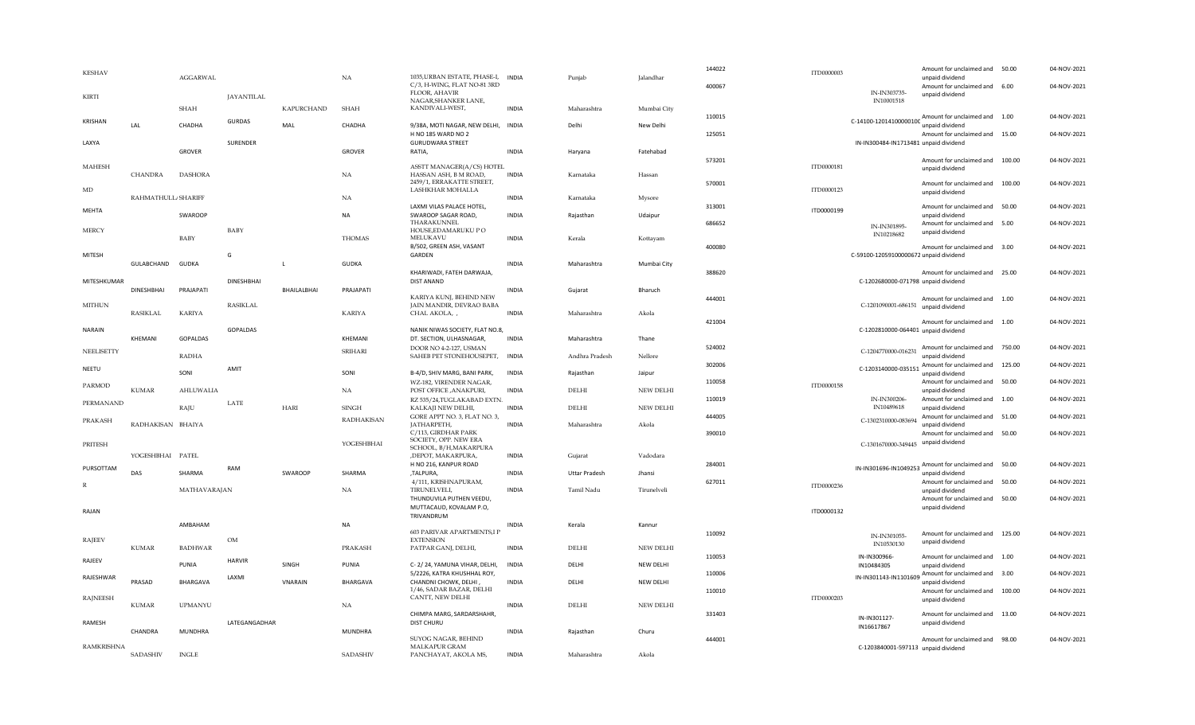| | | | | | | | | | | | | | | | | |
|---|---|---|---|---|---|---|---|---|---|---|---|---|---|---|---|---|
| KESHAV | | AGGARWAL | | | NA | 1035,URBAN ESTATE, PHASE-I, | INDIA | Punjab | Jalandhar | 144022 | ITD0000003 | | Amount for unclaimed and unpaid dividend | 50.00 | 04-NOV-2021 |
| KIRTI | | SHAH | JAYANTILAL | KAPURCHAND | SHAH | C/3, H-WING, FLAT NO-81 3RD FLOOR, AHAVIR NAGAR,SHANKER LANE, KANDIVALI-WEST, | INDIA | Maharashtra | Mumbai City | 400067 | | IN-IN303735-IN10001518 | Amount for unclaimed and unpaid dividend | 6.00 | 04-NOV-2021 |
| KRISHAN | LAL | CHADHA | GURDAS | MAL | CHADHA | 9/38A, MOTI NAGAR, NEW DELHI, | INDIA | Delhi | New Delhi | 110015 | | C-14100-12014100000100 | Amount for unclaimed and unpaid dividend | 1.00 | 04-NOV-2021 |
| LAXYA | | GROVER | SURENDER | | GROVER | H NO 185 WARD NO 2 GURUDWARA STREET RATIA, | INDIA | Haryana | Fatehabad | 125051 | | IN-IN300484-IN1713481 | Amount for unclaimed and unpaid dividend | 15.00 | 04-NOV-2021 |
| MAHESH | CHANDRA | DASHORA | | | NA | ASSTT MANAGER(A/CS) HOTEL HASSAN ASH, B M ROAD, | INDIA | Karnataka | Hassan | 573201 | ITD0000181 | | Amount for unclaimed and unpaid dividend | 100.00 | 04-NOV-2021 |
| MD | RAHMATHULLA | SHARIFF | | | NA | 2459/1, ERRAKATTE STREET, LASHKHAR MOHALLA | INDIA | Karnataka | Mysore | 570001 | ITD0000123 | | Amount for unclaimed and unpaid dividend | 100.00 | 04-NOV-2021 |
| MEHTA | | SWAROOP | | | NA | LAXMI VILAS PALACE HOTEL, SWAROOP SAGAR ROAD, | INDIA | Rajasthan | Udaipur | 313001 | ITD0000199 | | Amount for unclaimed and unpaid dividend | 50.00 | 04-NOV-2021 |
| MERCY | | BABY | BABY | | THOMAS | THARAKUNNEL HOUSE,EDAMARUKU P O MELUKAVU | INDIA | Kerala | Kottayam | 686652 | | IN-IN301895-IN10218682 | Amount for unclaimed and unpaid dividend | 5.00 | 04-NOV-2021 |
| MITESH | GULABCHAND | GUDKA | G | L | GUDKA | B/502, GREEN ASH, VASANT GARDEN | INDIA | Maharashtra | Mumbai City | 400080 | | C-59100-12059100000672 | Amount for unclaimed and unpaid dividend | 3.00 | 04-NOV-2021 |
| MITESHKUMAR | DINESHBHAI | PRAJAPATI | DINESHBHAI | BHAILALBHAI | PRAJAPATI | KHARIWADI, FATEH DARWAJA, DIST ANAND | INDIA | Gujarat | Bharuch | 388620 | | C-1202680000-071798 | Amount for unclaimed and unpaid dividend | 25.00 | 04-NOV-2021 |
| MITHUN | RASIKLAL | KARIYA | RASIKLAL | | KARIYA | KARIYA KUNJ, BEHIND NEW JAIN MANDIR, DEVRAO BABA CHAL AKOLA, , | INDIA | Maharashtra | Akola | 444001 | | C-1201090001-686151 | Amount for unclaimed and unpaid dividend | 1.00 | 04-NOV-2021 |
| NARAIN | KHEMANI | GOPALDAS | GOPALDAS | | KHEMANI | NANIK NIWAS SOCIETY, FLAT NO.8, DT. SECTION, ULHASNAGAR, | INDIA | Maharashtra | Thane | 421004 | | C-1202810000-064401 | Amount for unclaimed and unpaid dividend | 1.00 | 04-NOV-2021 |
| NEELISETTY | | RADHA | | | SRIHARI | DOOR NO 4-2-127, USMAN SAHEB PET STONEHOUSEPET, | INDIA | Andhra Pradesh | Nellore | 524002 | | C-1204770000-016231 | Amount for unclaimed and unpaid dividend | 750.00 | 04-NOV-2021 |
| NEETU | | SONI | AMIT | | SONI | B-4/D, SHIV MARG, BANI PARK, | INDIA | Rajasthan | Jaipur | 302006 | | C-1203140000-035151 | Amount for unclaimed and unpaid dividend | 125.00 | 04-NOV-2021 |
| PARMOD | KUMAR | AHLUWALIA | | | NA | WZ-182, VIRENDER NAGAR, POST OFFICE ,ANAKPURI, | INDIA | DELHI | NEW DELHI | 110058 | ITD0000158 | | Amount for unclaimed and unpaid dividend | 50.00 | 04-NOV-2021 |
| PERMANAND | | RAJU | LATE | HARI | SINGH | RZ 535/24,TUGLAKABAD EXTN. KALKAJI NEW DELHI, | INDIA | DELHI | NEW DELHI | 110019 | | IN-IN300206-IN10489618 | Amount for unclaimed and unpaid dividend | 1.00 | 04-NOV-2021 |
| PRAKASH | RADHAKISAN | BHAIYA | | | RADHAKISAN | GORE APPT NO. 3, FLAT NO. 3, JATHARPETH, | INDIA | Maharashtra | Akola | 444005 | | C-1302310000-083694 | Amount for unclaimed and unpaid dividend | 51.00 | 04-NOV-2021 |
| PRITESH | YOGESHBHAI | PATEL | | | YOGESHBHAI | C/113, GIRDHAR PARK SOCIETY, OPP. NEW ERA SCHOOL, B/H,MAKARPURA ,DEPOT, MAKARPURA, | INDIA | Gujarat | Vadodara | 390010 | | C-1301670000-349445 | Amount for unclaimed and unpaid dividend | 50.00 | 04-NOV-2021 |
| PURSOTTAM | DAS | SHARMA | RAM | SWAROOP | SHARMA | H NO 216, KANPUR ROAD ,TALPURA, | INDIA | Uttar Pradesh | Jhansi | 284001 | | IN-IN301696-IN1049253 | Amount for unclaimed and unpaid dividend | 50.00 | 04-NOV-2021 |
| R | | MATHAVARAJAN | | | NA | 4/111, KRISHNAPURAM, TIRUNELVELI, | INDIA | Tamil Nadu | Tirunelveli | 627011 | ITD0000236 | | Amount for unclaimed and unpaid dividend | 50.00 | 04-NOV-2021 |
| RAJAN | | AMBAHAM | | | NA | THUNDUVILA PUTHEN VEEDU, MUTTACAUD, KOVALAM P.O, TRIVANDRUM | INDIA | Kerala | Kannur | | ITD0000132 | | Amount for unclaimed and unpaid dividend | 50.00 | 04-NOV-2021 |
| RAJEEV | KUMAR | BADHWAR | OM | | PRAKASH | 603 PARIVAR APARTMENTS,I P EXTENSION PATPAR GANJ, DELHI, | INDIA | DELHI | NEW DELHI | 110092 | | IN-IN301055-IN10530130 | Amount for unclaimed and unpaid dividend | 125.00 | 04-NOV-2021 |
| RAJEEV | | PUNIA | HARVIR | SINGH | PUNIA | C- 2/ 24, YAMUNA VIHAR, DELHI, | INDIA | DELHI | NEW DELHI | 110053 | | IN-IN300966-IN10484305 | Amount for unclaimed and unpaid dividend | 1.00 | 04-NOV-2021 |
| RAJESHWAR | PRASAD | BHARGAVA | LAXMI | VNARAIN | BHARGAVA | 5/2226, KATRA KHUSHHAL ROY, CHANDNI CHOWK, DELHI , | INDIA | DELHI | NEW DELHI | 110006 | | IN-IN301143-IN1101609 | Amount for unclaimed and unpaid dividend | 3.00 | 04-NOV-2021 |
| RAJNEESH | KUMAR | UPMANYU | | | NA | 1/46, SADAR BAZAR, DELHI CANTT, NEW DELHI | INDIA | DELHI | NEW DELHI | 110010 | ITD0000203 | | Amount for unclaimed and unpaid dividend | 100.00 | 04-NOV-2021 |
| RAMESH | CHANDRA | MUNDHRA | LATEGANGADHAR | | MUNDHRA | CHIMPA MARG, SARDARSHAHR, DIST CHURU | INDIA | Rajasthan | Churu | 331403 | | IN-IN301127-IN16617867 | Amount for unclaimed and unpaid dividend | 13.00 | 04-NOV-2021 |
| RAMKRISHNA | SADASHIV | INGLE | | | SADASHIV | SUYOG NAGAR, BEHIND MALKAPUR GRAM PANCHAYAT, AKOLA MS, | INDIA | Maharashtra | Akola | 444001 | | C-1203840001-597113 | Amount for unclaimed and unpaid dividend | 98.00 | 04-NOV-2021 |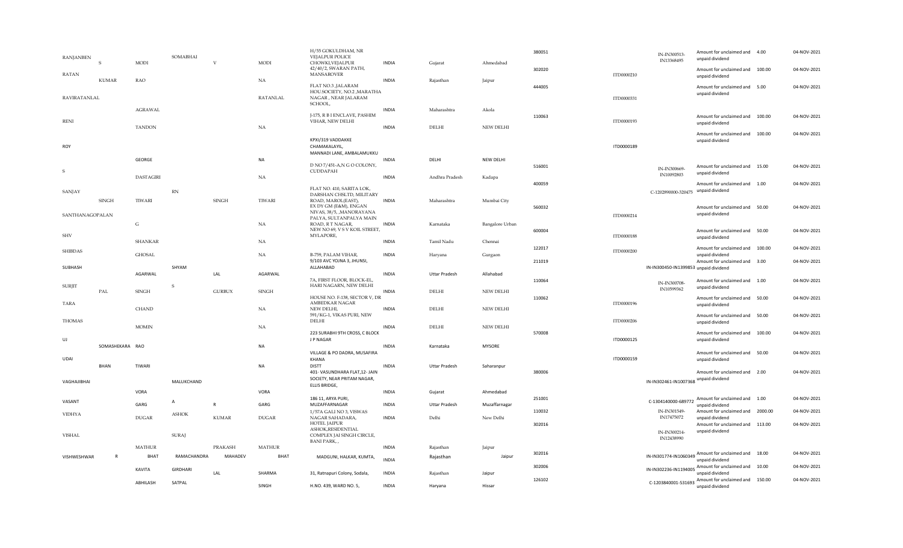| | | | | | | | | | | | | | | | | |
|---|---|---|---|---|---|---|---|---|---|---|---|---|---|---|---|---|
| RANJANBEN | S | MODI | SOMABHAI | V | MODI | H/55 GOKULDHAM, NR VEJALPUR POLICE CHOWKI,VEJALPUR | INDIA | Gujarat | Ahmedabad | 380051 | | IN-IN300513-IN13368495 | Amount for unclaimed and unpaid dividend | 4.00 | 04-NOV-2021 |
| RATAN | KUMAR | RAO | | | NA | 42/40/2, SWARAN PATH, MANSAROVER | INDIA | Rajasthan | Jaipur | 302020 | ITD0000210 | | Amount for unclaimed and unpaid dividend | 100.00 | 04-NOV-2021 |
| RAVIRATANLAL | | AGRAWAL | | | RATANLAL | FLAT NO.3 ,JALARAM HOU.SOCIETY, NO.2 ,MARATHA NAGAR , NEAR JALARAM SCHOOL, | INDIA | Maharashtra | Akola | 444005 | ITD0000331 | | Amount for unclaimed and unpaid dividend | 5.00 | 04-NOV-2021 |
| RENI | | TANDON | | | NA | J-175, R B I ENCLAVE, PASHIM VIHAR, NEW DELHI | INDIA | DELHI | NEW DELHI | 110063 | ITD0000193 | | Amount for unclaimed and unpaid dividend | 100.00 | 04-NOV-2021 |
| ROY | | GEORGE | | | NA | KPXI/319 VADDAKKE CHAMAKALAYIL, MANNADI LANE, AMBALAMUKKU | INDIA | DELHI | NEW DELHI | | ITD0000189 | | Amount for unclaimed and unpaid dividend | 100.00 | 04-NOV-2021 |
| S | | DASTAGIRI | | | NA | D NO 7/451-A,N G O COLONY, CUDDAPAH | INDIA | Andhra Pradesh | Kadapa | 516001 | | IN-IN300669-IN10092803 | Amount for unclaimed and unpaid dividend | 15.00 | 04-NOV-2021 |
| SANJAY | SINGH | TIWARI | RN | SINGH | TIWARI | FLAT NO. 410, SARITA LOK, DARSHAN CHSLTD, MILITARY ROAD, MAROL(EAST), | INDIA | Maharashtra | Mumbai City | 400059 | | C-1202890000-320475 | Amount for unclaimed and unpaid dividend | 1.00 | 04-NOV-2021 |
| SANTHANAGOPALAN | | G | | | NA | EX DY GM (E&M), ENGAN NIVAS, 38/5, ,MANORAYANA PALYA, SULTANPALYA MAIN ROAD, R T NAGAR, | INDIA | Karnataka | Bangalore Urban | 560032 | ITD0000214 | | Amount for unclaimed and unpaid dividend | 50.00 | 04-NOV-2021 |
| SHV | | SHANKAR | | | NA | NEW NO 69, V S V KOIL STREET, MYLAPORE, | INDIA | Tamil Nadu | Chennai | 600004 | ITD0000188 | | Amount for unclaimed and unpaid dividend | 50.00 | 04-NOV-2021 |
| SHIBDAS | | GHOSAL | | | NA | B-759, PALAM VIHAR, | INDIA | Haryana | Gurgaon | 122017 | ITD0000200 | | Amount for unclaimed and unpaid dividend | 100.00 | 04-NOV-2021 |
| SUBHASH | | AGARWAL | SHYAM | LAL | AGARWAL | 9/103 AVC YOJNA 3, JHUNSI, ALLAHABAD | INDIA | Uttar Pradesh | Allahabad | 211019 | | IN-IN300450-IN1399853 | Amount for unclaimed and unpaid dividend | 3.00 | 04-NOV-2021 |
| SURJIT | PAL | SINGH | S | GURBUX | SINGH | 7A, FIRST FLOOR, BLOCK-EL, HARI NAGARN, NEW DELHI | INDIA | DELHI | NEW DELHI | 110064 | | IN-IN300708-IN10599362 | Amount for unclaimed and unpaid dividend | 1.00 | 04-NOV-2021 |
| TARA | | CHAND | | | NA | HOUSE NO. F-138, SECTOR V, DR AMBEDKAR NAGAR NEW DELHI, | INDIA | DELHI | NEW DELHI | 110062 | ITD0000196 | | Amount for unclaimed and unpaid dividend | 50.00 | 04-NOV-2021 |
| THOMAS | | MOMIN | | | NA | 591/KG-1, VIKAS PURI, NEW DELHI | INDIA | DELHI | NEW DELHI | | ITD0000206 | | Amount for unclaimed and unpaid dividend | 50.00 | 04-NOV-2021 |
| UJ | SOMASHEKARA | RAO | | | NA | 223 SURABHI 9TH CROSS, C BLOCK J P NAGAR | INDIA | Karnataka | MYSORE | 570008 | ITD0000125 | | Amount for unclaimed and unpaid dividend | 100.00 | 04-NOV-2021 |
| UDAI | BHAN | TIWARI | | | NA | VILLAGE & PO DADRA, MUSAFIRA KHANA DISTT | INDIA | Uttar Pradesh | Saharanpur | | ITD0000159 | | Amount for unclaimed and unpaid dividend | 50.00 | 04-NOV-2021 |
| VAGHAJIBHAI | | VORA | MALUKCHAND | | VORA | 401- VASUNDHARA FLAT,12- JAIN SOCIETY, NEAR PRITAM NAGAR, ELLIS BRIDGE, | INDIA | Gujarat | Ahmedabad | 380006 | | IN-IN302461-IN1007368 | Amount for unclaimed and unpaid dividend | 2.00 | 04-NOV-2021 |
| VASANT | | GARG | A | R | GARG | 186 11, ARYA PURI, MUZAFFARNAGAR | INDIA | Uttar Pradesh | Muzaffarnagar | 251001 | | C-1304140000-689772 | Amount for unclaimed and unpaid dividend | 1.00 | 04-NOV-2021 |
| VIDHYA | | DUGAR | ASHOK | KUMAR | DUGAR | 1/57A GALI NO 3, VISWAS NAGAR SAHADARA, | INDIA | Delhi | New Delhi | 110032 | | IN-IN301549-IN17475072 | Amount for unclaimed and unpaid dividend | 2000.00 | 04-NOV-2021 |
| VISHAL | | MATHUR | SURAJ | PRAKASH | MATHUR | HOTEL JAIPUR ASHOK,RESIDENTIAL COMPLEX JAI SINGH CIRCLE, BANI PARK, , | INDIA | Rajasthan | Jaipur | 302016 | | IN-IN300214-IN12438990 | Amount for unclaimed and unpaid dividend | 113.00 | 04-NOV-2021 |
| VISHWESHWAR | R | BHAT | RAMACHANDRA | MAHADEV | BHAT | MADGUNI, HALKAR, KUMTA, | INDIA | Rajasthan | Jaipur | 302016 | | IN-IN301774-IN1060349 | Amount for unclaimed and unpaid dividend | 18.00 | 04-NOV-2021 |
| | | KAVITA | GIRDHARI | LAL | SHARMA | 31, Ratnapuri Colony, Sodala, | INDIA | Rajasthan | Jaipur | 302006 | | IN-IN302236-IN1194005 | Amount for unclaimed and unpaid dividend | 10.00 | 04-NOV-2021 |
| | | ABHILASH | SATPAL | | SINGH | H.NO. 439, WARD NO. 5, | INDIA | Haryana | Hissar | 126102 | | C-1203840001-531693 | Amount for unclaimed and unpaid dividend | 150.00 | 04-NOV-2021 |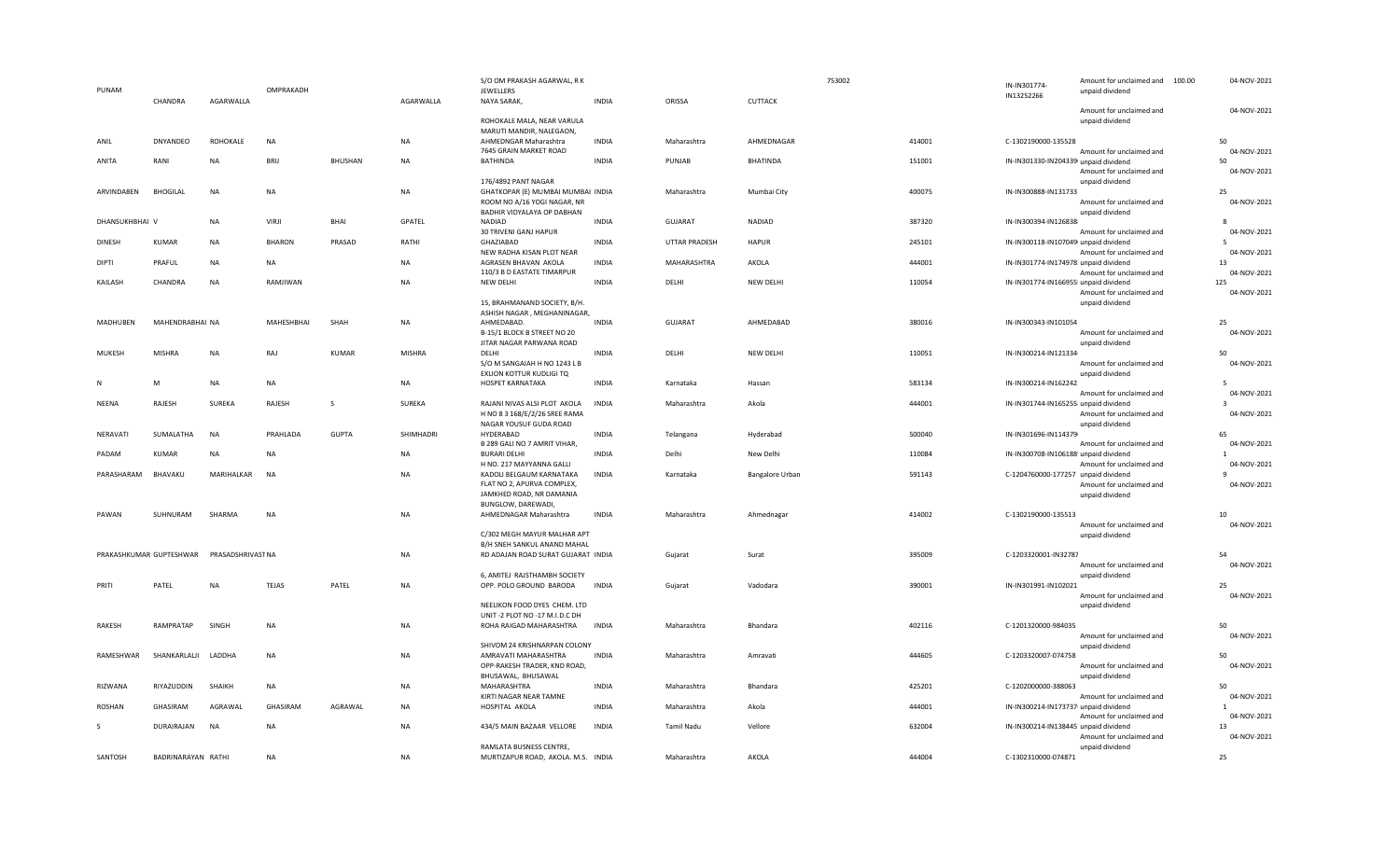| | | | | | | | | | | | | | | | |
|---|---|---|---|---|---|---|---|---|---|---|---|---|---|---|---|
| PUNAM | CHANDRA | AGARWALLA | OMPRAKADH | | AGARWALLA | S/O OM PRAKASH AGARWAL, R K JEWELLERS NAYA SARAK, | INDIA | ORISSA | CUTTACK | 753002 | IN-IN301774-IN13252266 | Amount for unclaimed and unpaid dividend | 100.00 | 04-NOV-2021 |
| ANIL | DNYANDEO | ROHOKALE | NA | | NA | ROHOKALE MALA, NEAR VARULA MARUTI MANDIR, NALEGAON, AHMEDNGAR Maharashtra | INDIA | Maharashtra | AHMEDNAGAR | 414001 | C-1302190000-135528 | Amount for unclaimed and unpaid dividend | 50 | 04-NOV-2021 |
| ANITA | RANI | NA | BRIJ | BHUSHAN | NA | 7645 GRAIN MARKET ROAD BATHINDA | INDIA | PUNJAB | BHATINDA | 151001 | IN-IN301330-IN204339 | Amount for unclaimed and unpaid dividend | 50 | 04-NOV-2021 |
| ARVINDABEN | BHOGILAL | NA | NA | | NA | 176/4892 PANT NAGAR GHATKOPAR (E) MUMBAI MUMBAI | INDIA | Maharashtra | Mumbai City | 400075 | IN-IN300888-IN131733 | Amount for unclaimed and unpaid dividend | 25 | 04-NOV-2021 |
| DHANSUKHBHAI | V | NA | VIRJI | BHAI | GPATEL | ROOM NO A/16 YOGI NAGAR, NR BADHIR VIDYALAYA OP DABHAN NADIAD | INDIA | GUJARAT | NADIAD | 387320 | IN-IN300394-IN126838 | Amount for unclaimed and unpaid dividend | 8 | 04-NOV-2021 |
| DINESH | KUMAR | NA | BHARON | PRASAD | RATHI | 30 TRIVENI GANJ HAPUR GHAZIABAD | INDIA | UTTAR PRADESH | HAPUR | 245101 | IN-IN300118-IN107049 | Amount for unclaimed and unpaid dividend | 5 | 04-NOV-2021 |
| DIPTI | PRAFUL | NA | NA | | NA | NEW RADHA KISAN PLOT NEAR AGRASEN BHAVAN AKOLA | INDIA | MAHARASHTRA | AKOLA | 444001 | IN-IN301774-IN174978 | Amount for unclaimed and unpaid dividend | 13 | 04-NOV-2021 |
| KAILASH | CHANDRA | NA | RAMJIWAN | | NA | 110/3 B D EASTATE TIMARPUR NEW DELHI | INDIA | DELHI | NEW DELHI | 110054 | IN-IN301774-IN166955 | Amount for unclaimed and unpaid dividend | 125 | 04-NOV-2021 |
| MADHUBEN | MAHENDRABHAI | NA | MAHESHBHAI | SHAH | NA | 15, BRAHMANAND SOCIETY, B/H. ASHISH NAGAR , MEGHANINAGAR, AHMEDABAD. | INDIA | GUJARAT | AHMEDABAD | 380016 | IN-IN300343-IN101054 | Amount for unclaimed and unpaid dividend | 25 | 04-NOV-2021 |
| MUKESH | MISHRA | NA | RAJ | KUMAR | MISHRA | B-15/1 BLOCK B STREET NO 20 JITAR NAGAR PARWANA ROAD DELHI | INDIA | DELHI | NEW DELHI | 110051 | IN-IN300214-IN121334 | Amount for unclaimed and unpaid dividend | 50 | 04-NOV-2021 |
| N | M | NA | NA | | NA | S/O M SANGAIAH H NO 1243 L B EXLION KOTTUR KUDLIGI TQ HOSPET KARNATAKA | INDIA | Karnataka | Hassan | 583134 | IN-IN300214-IN162242 | Amount for unclaimed and unpaid dividend | 5 | 04-NOV-2021 |
| NEENA | RAJESH | SUREKA | RAJESH | S | SUREKA | RAJANI NIVAS ALSI PLOT AKOLA | INDIA | Maharashtra | Akola | 444001 | IN-IN301744-IN165255 | Amount for unclaimed and unpaid dividend | 3 | 04-NOV-2021 |
| NERAVATI | SUMALATHA | NA | PRAHLADA | GUPTA | SHIMHADRI | H NO 8 3 168/E/2/26 SREE RAMA NAGAR YOUSUF GUDA ROAD HYDERABAD | INDIA | Telangana | Hyderabad | 500040 | IN-IN301696-IN114379 | Amount for unclaimed and unpaid dividend | 65 | 04-NOV-2021 |
| PADAM | KUMAR | NA | NA | | NA | B 289 GALI NO 7 AMRIT VIHAR, BURARI DELHI | INDIA | Delhi | New Delhi | 110084 | IN-IN300708-IN106188 | Amount for unclaimed and unpaid dividend | 1 | 04-NOV-2021 |
| PARASHARAM | BHAVAKU | MARIHALKAR | NA | | NA | H NO. 217 MAYYANNA GALLI KADOLI BELGAUM KARNATAKA | INDIA | Karnataka | Bangalore Urban | 591143 | C-1204760000-177257 | Amount for unclaimed and unpaid dividend | 9 | 04-NOV-2021 |
| PAWAN | SUHNURAM | SHARMA | NA | | NA | FLAT NO 2, APURVA COMPLEX, JAMKHED ROAD, NR DAMANIA BUNGLOW, DAREWADI, AHMEDNAGAR Maharashtra | INDIA | Maharashtra | Ahmednagar | 414002 | C-1302190000-135513 | Amount for unclaimed and unpaid dividend | 10 | 04-NOV-2021 |
| PRAKASHKUMAR | GUPTESHWAR | PRASADSHRIVAST | NA | | NA | C/302 MEGH MAYUR MALHAR APT B/H SNEH SANKUL ANAND MAHAL RD ADAJAN ROAD SURAT GUJARAT | INDIA | Gujarat | Surat | 395009 | C-1203320001-IN32787 | Amount for unclaimed and unpaid dividend | 54 | 04-NOV-2021 |
| PRITI | PATEL | NA | TEJAS | PATEL | NA | 6, AMITEJ RAJSTHAMBH SOCIETY OPP. POLO GROUND BARODA | INDIA | Gujarat | Vadodara | 390001 | IN-IN301991-IN102021 | Amount for unclaimed and unpaid dividend | 25 | 04-NOV-2021 |
| RAKESH | RAMPRATAP | SINGH | NA | | NA | NEELIKON FOOD DYES CHEM. LTD UNIT -2 PLOT NO -17 M.I.D.C DH ROHA RAIGAD MAHARASHTRA | INDIA | Maharashtra | Bhandara | 402116 | C-1201320000-984035 | Amount for unclaimed and unpaid dividend | 50 | 04-NOV-2021 |
| RAMESHWAR | SHANKARLALJI | LADDHA | NA | | NA | SHIVOM 24 KRISHNARPAN COLONY AMRAVATI MAHARASHTRA | INDIA | Maharashtra | Amravati | 444605 | C-1203320007-074758 | Amount for unclaimed and unpaid dividend | 50 | 04-NOV-2021 |
| RIZWANA | RIYAZUDDIN | SHAIKH | NA | | NA | OPP-RAKESH TRADER, KND ROAD, BHUSAWAL, BHUSAWAL MAHARASHTRA | INDIA | Maharashtra | Bhandara | 425201 | C-1202000000-388063 | Amount for unclaimed and unpaid dividend | 50 | 04-NOV-2021 |
| ROSHAN | GHASIRAM | AGRAWAL | GHASIRAM | AGRAWAL | NA | KIRTI NAGAR NEAR TAMNE HOSPITAL AKOLA | INDIA | Maharashtra | Akola | 444001 | IN-IN300214-IN173737 | Amount for unclaimed and unpaid dividend | 1 | 04-NOV-2021 |
| S | DURAIRAJAN | NA | NA | | NA | 434/5 MAIN BAZAAR VELLORE | INDIA | Tamil Nadu | Vellore | 632004 | IN-IN300214-IN138445 | Amount for unclaimed and unpaid dividend | 13 | 04-NOV-2021 |
| SANTOSH | BADRINARAYAN | RATHI | NA | | NA | RAMLATA BUSNESS CENTRE, MURTIZAPUR ROAD, AKOLA. M.S. | INDIA | Maharashtra | AKOLA | 444004 | C-1302310000-074871 | | 25 | |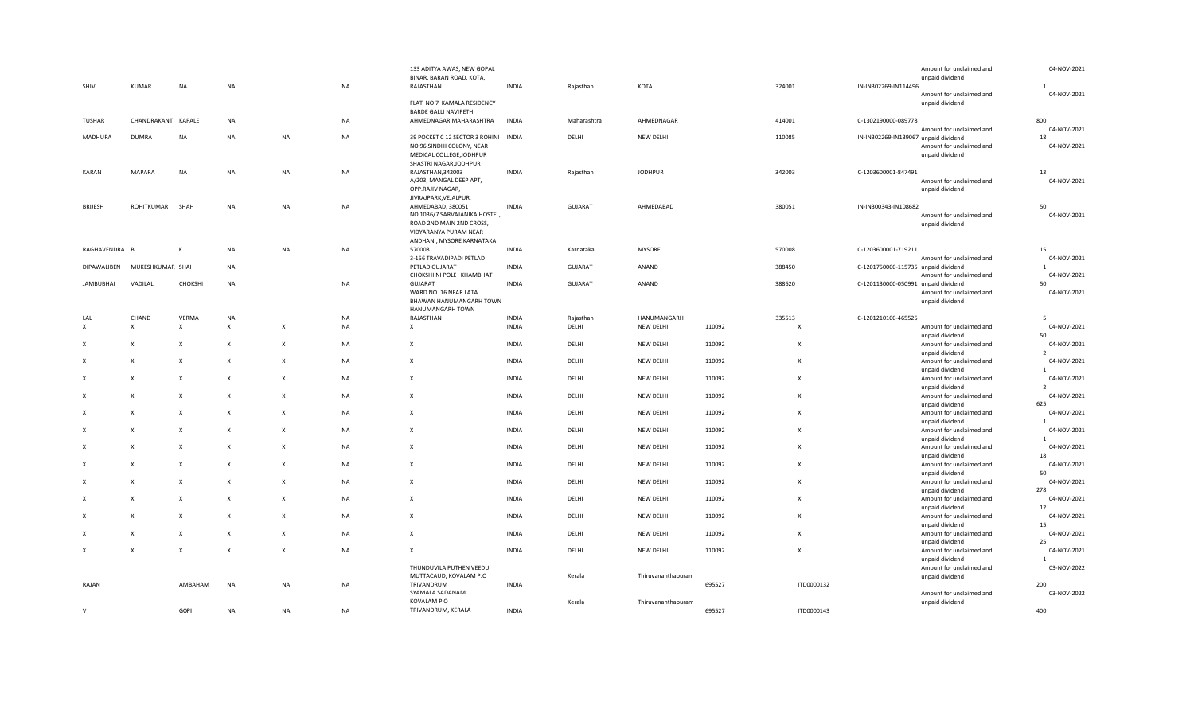| | | | | | | | | | | | | | | | |
|---|---|---|---|---|---|---|---|---|---|---|---|---|---|---|---|
| SHIV | KUMAR | NA | NA | | NA | 133 ADITYA AWAS, NEW GOPAL BINAR, BARAN ROAD, KOTA, RAJASTHAN | INDIA | Rajasthan | KOTA | | 324001 | IN-IN302269-IN114496 | Amount for unclaimed and unpaid dividend | 1 | 04-NOV-2021 |
| TUSHAR | CHANDRAKANT | KAPALE | NA | | NA | FLAT NO 7 KAMALA RESIDENCY BARDE GALLI NAVIPETH AHMEDNAGAR MAHARASHTRA | INDIA | Maharashtra | AHMEDNAGAR | | 414001 | C-1302190000-089778 | Amount for unclaimed and unpaid dividend | 800 | 04-NOV-2021 |
| MADHURA | DUMRA | NA | NA | NA | NA | 39 POCKET C 12 SECTOR 3 ROHINI | INDIA | DELHI | NEW DELHI | | 110085 | IN-IN302269-IN139067 | Amount for unclaimed and unpaid dividend | 18 | 04-NOV-2021 |
| KARAN | MAPARA | NA | NA | NA | NA | NO 96 SINDHI COLONY, NEAR MEDICAL COLLEGE,JODHPUR SHASTRI NAGAR,JODHPUR RAJASTHAN,342003 | INDIA | Rajasthan | JODHPUR | | 342003 | C-1203600001-847491 | Amount for unclaimed and unpaid dividend | 13 | 04-NOV-2021 |
| BRIJESH | ROHITKUMAR | SHAH | NA | NA | NA | A/203, MANGAL DEEP APT, OPP.RAJIV NAGAR, JIVRAJPARK,VEJALPUR, AHMEDABAD, 380051 | INDIA | GUJARAT | AHMEDABAD | | 380051 | IN-IN300343-IN108682 | Amount for unclaimed and unpaid dividend | 50 | 04-NOV-2021 |
| RAGHAVENDRA | B | K | NA | NA | NA | NO 1036/7 SARVAJANIKA HOSTEL, ROAD 2ND MAIN 2ND CROSS, VIDYARANYA PURAM NEAR ANDHANI, MYSORE KARNATAKA 570008 | INDIA | Karnataka | MYSORE | | 570008 | C-1203600001-719211 | Amount for unclaimed and unpaid dividend | 15 | 04-NOV-2021 |
| DIPAWALIBEN | MUKESHKUMAR | SHAH | NA | | | 3-156 TRAVADIPADI PETLAD PETLAD GUJARAT | INDIA | GUJARAT | ANAND | | 388450 | C-1201750000-115735 | Amount for unclaimed and unpaid dividend | 1 | 04-NOV-2021 |
| JAMBUBHAI | VADILAL | CHOKSHI | NA | | NA | CHOKSHI NI POLE KHAMBHAT GUJARAT | INDIA | GUJARAT | ANAND | | 388620 | C-1201130000-050991 | Amount for unclaimed and unpaid dividend | 50 | 04-NOV-2021 |
| LAL | CHAND | VERMA | NA | | NA | WARD NO. 16 NEAR LATA BHAWAN HANUMANGARH TOWN HANUMANGARH TOWN RAJASTHAN | INDIA | Rajasthan | HANUMANGARH | | 335513 | C-1201210100-465525 | Amount for unclaimed and unpaid dividend | 5 | 04-NOV-2021 |
| X | X | X | X | X | NA | X | INDIA | DELHI | NEW DELHI | 110092 | X | | Amount for unclaimed and unpaid dividend | 50 | 04-NOV-2021 |
| X | X | X | X | X | NA | X | INDIA | DELHI | NEW DELHI | 110092 | X | | Amount for unclaimed and unpaid dividend | 2 | 04-NOV-2021 |
| X | X | X | X | X | NA | X | INDIA | DELHI | NEW DELHI | 110092 | X | | Amount for unclaimed and unpaid dividend | 1 | 04-NOV-2021 |
| X | X | X | X | X | NA | X | INDIA | DELHI | NEW DELHI | 110092 | X | | Amount for unclaimed and unpaid dividend | 2 | 04-NOV-2021 |
| X | X | X | X | X | NA | X | INDIA | DELHI | NEW DELHI | 110092 | X | | Amount for unclaimed and unpaid dividend | 625 | 04-NOV-2021 |
| X | X | X | X | X | NA | X | INDIA | DELHI | NEW DELHI | 110092 | X | | Amount for unclaimed and unpaid dividend | 1 | 04-NOV-2021 |
| X | X | X | X | X | NA | X | INDIA | DELHI | NEW DELHI | 110092 | X | | Amount for unclaimed and unpaid dividend | 1 | 04-NOV-2021 |
| X | X | X | X | X | NA | X | INDIA | DELHI | NEW DELHI | 110092 | X | | Amount for unclaimed and unpaid dividend | 18 | 04-NOV-2021 |
| X | X | X | X | X | NA | X | INDIA | DELHI | NEW DELHI | 110092 | X | | Amount for unclaimed and unpaid dividend | 50 | 04-NOV-2021 |
| X | X | X | X | X | NA | X | INDIA | DELHI | NEW DELHI | 110092 | X | | Amount for unclaimed and unpaid dividend | 278 | 04-NOV-2021 |
| X | X | X | X | X | NA | X | INDIA | DELHI | NEW DELHI | 110092 | X | | Amount for unclaimed and unpaid dividend | 12 | 04-NOV-2021 |
| X | X | X | X | X | NA | X | INDIA | DELHI | NEW DELHI | 110092 | X | | Amount for unclaimed and unpaid dividend | 15 | 04-NOV-2021 |
| X | X | X | X | X | NA | X | INDIA | DELHI | NEW DELHI | 110092 | X | | Amount for unclaimed and unpaid dividend | 25 | 04-NOV-2021 |
| X | X | X | X | X | NA | X | INDIA | DELHI | NEW DELHI | 110092 | X | | Amount for unclaimed and unpaid dividend | 1 | 04-NOV-2021 |
| RAJAN | | AMBAHAM | NA | NA | NA | THUNDUVILA PUTHEN VEEDU MUTTACAUD, KOVALAM P.O TRIVANDRUM | INDIA | Kerala | Thiruvananthapuram | 695527 | ITD0000132 | | Amount for unclaimed and unpaid dividend | 200 | 03-NOV-2022 |
| V | | GOPI | NA | NA | NA | SYAMALA SADANAM KOVALAM P O TRIVANDRUM, KERALA | INDIA | Kerala | Thiruvananthapuram | 695527 | ITD0000143 | | Amount for unclaimed and unpaid dividend | 400 | 03-NOV-2022 |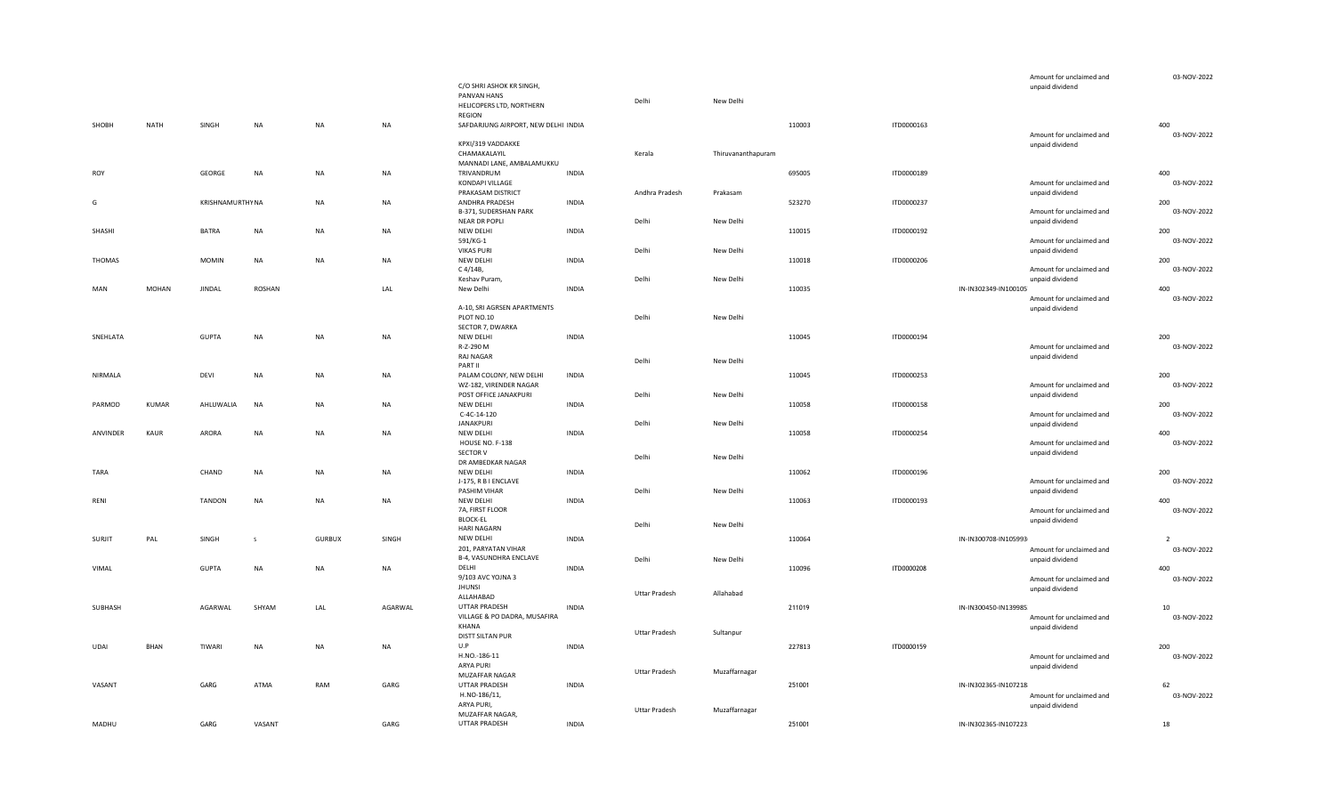| | | | | | | | | | | | | | | | |
|---|---|---|---|---|---|---|---|---|---|---|---|---|---|---|---|
| SHOBH | NATH | SINGH | NA | NA | NA | C/O SHRI ASHOK KR SINGH, PANVAN HANS HELICOPERS LTD, NORTHERN REGION SAFDARJUNG AIRPORT, NEW DELHI | INDIA | Delhi | New Delhi | 110003 | ITD0000163 | | Amount for unclaimed and unpaid dividend | 400 | 03-NOV-2022 |
| ROY | | GEORGE | NA | NA | NA | KPXI/319 VADDAKKE CHAMAKALAYIL MANNADI LANE, AMBALAMUKKU TRIVANDRUM | INDIA | Kerala | Thiruvananthapuram | 695005 | ITD0000189 | | Amount for unclaimed and unpaid dividend | 400 | 03-NOV-2022 |
| G | | KRISHNAMURTHY | NA | NA | NA | KONDAPI VILLAGE PRAKASAM DISTRICT ANDHRA PRADESH | INDIA | Andhra Pradesh | Prakasam | 523270 | ITD0000237 | | Amount for unclaimed and unpaid dividend | 200 | 03-NOV-2022 |
| SHASHI | | BATRA | NA | NA | NA | B-371, SUDERSHAN PARK NEAR DR POPLI NEW DELHI | INDIA | Delhi | New Delhi | 110015 | ITD0000192 | | Amount for unclaimed and unpaid dividend | 200 | 03-NOV-2022 |
| THOMAS | | MOMIN | NA | NA | NA | 591/KG-1 VIKAS PURI NEW DELHI | INDIA | Delhi | New Delhi | 110018 | ITD0000206 | | Amount for unclaimed and unpaid dividend | 200 | 03-NOV-2022 |
| MAN | MOHAN | JINDAL | ROSHAN | | LAL | C 4/14B, Keshav Puram, New Delhi | INDIA | Delhi | New Delhi | 110035 | | IN-IN302349-IN100105 | Amount for unclaimed and unpaid dividend | 400 | 03-NOV-2022 |
| SNEHLATA | | GUPTA | NA | NA | NA | A-10, SRI AGRSEN APARTMENTS PLOT NO.10 SECTOR 7, DWARKA NEW DELHI | INDIA | Delhi | New Delhi | 110045 | ITD0000194 | | Amount for unclaimed and unpaid dividend | 200 | 03-NOV-2022 |
| NIRMALA | | DEVI | NA | NA | NA | R-Z-290 M RAJ NAGAR PART II PALAM COLONY, NEW DELHI | INDIA | Delhi | New Delhi | 110045 | ITD0000253 | | Amount for unclaimed and unpaid dividend | 200 | 03-NOV-2022 |
| PARMOD | KUMAR | AHLUWALIA | NA | NA | NA | WZ-182, VIRENDER NAGAR POST OFFICE JANAKPURI NEW DELHI | INDIA | Delhi | New Delhi | 110058 | ITD0000158 | | Amount for unclaimed and unpaid dividend | 200 | 03-NOV-2022 |
| ANVINDER | KAUR | ARORA | NA | NA | NA | C-4C-14-120 JANAKPURI NEW DELHI | INDIA | Delhi | New Delhi | 110058 | ITD0000254 | | Amount for unclaimed and unpaid dividend | 400 | 03-NOV-2022 |
| TARA | | CHAND | NA | NA | NA | HOUSE NO. F-138 SECTOR V DR AMBEDKAR NAGAR NEW DELHI | INDIA | Delhi | New Delhi | 110062 | ITD0000196 | | Amount for unclaimed and unpaid dividend | 200 | 03-NOV-2022 |
| RENI | | TANDON | NA | NA | NA | J-175, R B I ENCLAVE PASHIM VIHAR NEW DELHI | INDIA | Delhi | New Delhi | 110063 | ITD0000193 | | Amount for unclaimed and unpaid dividend | 400 | 03-NOV-2022 |
| SURJIT | PAL | SINGH | S | GURBUX | SINGH | 7A, FIRST FLOOR BLOCK-EL HARI NAGARN NEW DELHI | INDIA | Delhi | New Delhi | 110064 | | IN-IN300708-IN105993 | Amount for unclaimed and unpaid dividend | 2 | 03-NOV-2022 |
| VIMAL | | GUPTA | NA | NA | NA | 201, PARYATAN VIHAR B-4, VASUNDHRA ENCLAVE DELHI | INDIA | Delhi | New Delhi | 110096 | ITD0000208 | | Amount for unclaimed and unpaid dividend | 400 | 03-NOV-2022 |
| SUBHASH | | AGARWAL | SHYAM | LAL | AGARWAL | 9/103 AVC YOJNA 3 JHUNSI ALLAHABAD UTTAR PRADESH | INDIA | Uttar Pradesh | Allahabad | 211019 | | IN-IN300450-IN139985 | Amount for unclaimed and unpaid dividend | 10 | 03-NOV-2022 |
| UDAI | BHAN | TIWARI | NA | NA | NA | VILLAGE & PO DADRA, MUSAFIRA KHANA DISTT SILTAN PUR U.P | INDIA | Uttar Pradesh | Sultanpur | 227813 | ITD0000159 | | Amount for unclaimed and unpaid dividend | 200 | 03-NOV-2022 |
| VASANT | | GARG | ATMA | RAM | GARG | H.NO.-186-11 ARYA PURI MUZAFFAR NAGAR UTTAR PRADESH | INDIA | Uttar Pradesh | Muzaffarnagar | 251001 | | IN-IN302365-IN107218 | Amount for unclaimed and unpaid dividend | 62 | 03-NOV-2022 |
| MADHU | | GARG | VASANT | | GARG | H.NO-186/11, ARYA PURI, MUZAFFAR NAGAR, UTTAR PRADESH | INDIA | Uttar Pradesh | Muzaffarnagar | 251001 | | IN-IN302365-IN107223 | | 18 | |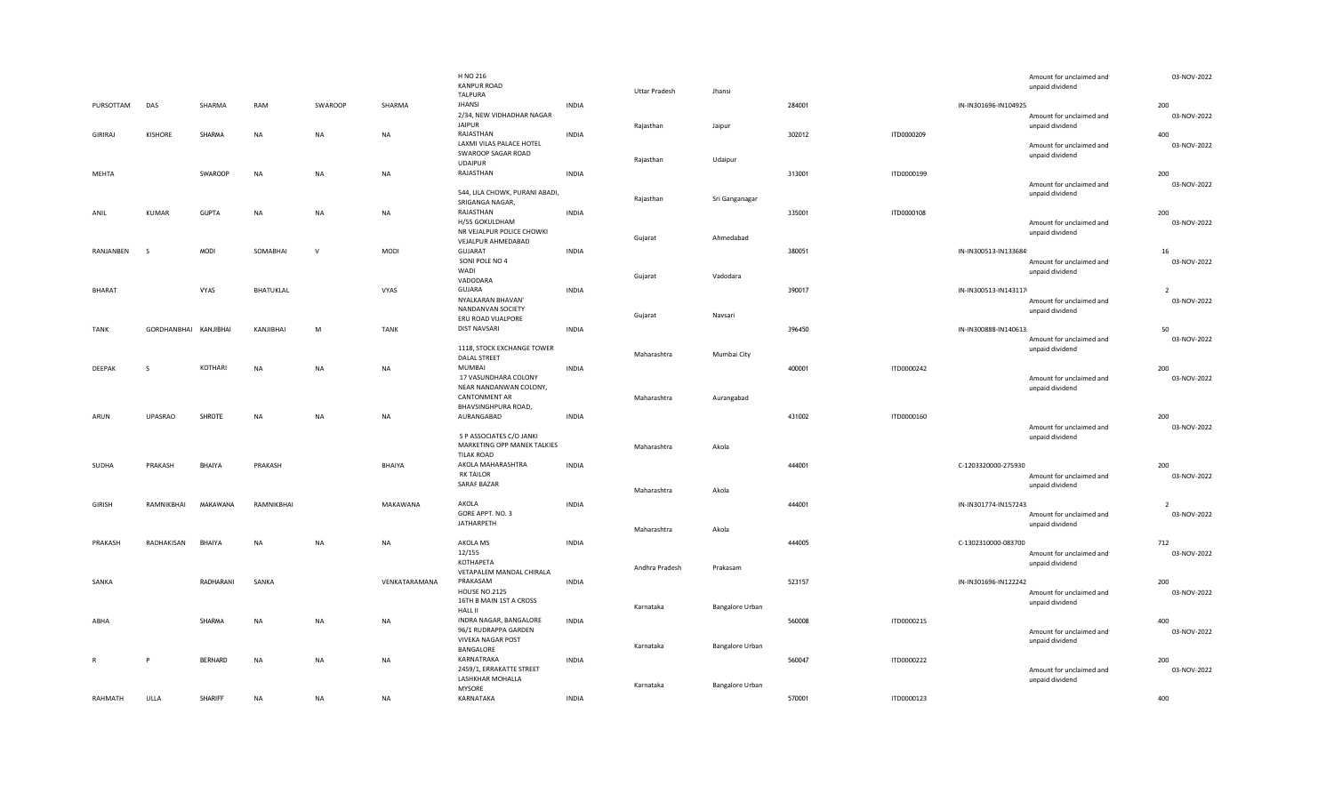| | | | | | | | | | | | | | | | |
|---|---|---|---|---|---|---|---|---|---|---|---|---|---|---|---|
| PURSOTTAM | DAS | SHARMA | RAM | SWAROOP | SHARMA | H NO 216 KANPUR ROAD TALPURA JHANSI | INDIA | Uttar Pradesh | Jhansi | 284001 | | IN-IN301696-IN104925 | Amount for unclaimed and unpaid dividend | 200 | 03-NOV-2022 |
| GIRIRAJ | KISHORE | SHARMA | NA | NA | NA | 2/34, NEW VIDHADHAR NAGAR JAIPUR RAJASTHAN | INDIA | Rajasthan | Jaipur | 302012 | ITD0000209 | | Amount for unclaimed and unpaid dividend | 400 | 03-NOV-2022 |
| MEHTA | | SWAROOP | NA | NA | NA | LAXMI VILAS PALACE HOTEL SWAROOP SAGAR ROAD UDAIPUR RAJASTHAN | INDIA | Rajasthan | Udaipur | 313001 | ITD0000199 | | Amount for unclaimed and unpaid dividend | 200 | 03-NOV-2022 |
| ANIL | KUMAR | GUPTA | NA | NA | NA | 544, LILA CHOWK, PURANI ABADI, SRIGANGA NAGAR, RAJASTHAN | INDIA | Rajasthan | Sri Ganganagar | 335001 | ITD0000108 | | Amount for unclaimed and unpaid dividend | 200 | 03-NOV-2022 |
| RANJANBEN | S | MODI | SOMABHAI | V | MODI | H/55 GOKULDHAM NR VEJALPUR POLICE CHOWKI VEJALPUR AHMEDABAD GUJARAT | INDIA | Gujarat | Ahmedabad | 380051 | | IN-IN300513-IN133684 | Amount for unclaimed and unpaid dividend | 16 | 03-NOV-2022 |
| BHARAT | | VYAS | BHATUKLAL | | VYAS | SONI POLE NO 4 WADI VADODARA GUJARA | INDIA | Gujarat | Vadodara | 390017 | | IN-IN300513-IN143117 | Amount for unclaimed and unpaid dividend | 2 | 03-NOV-2022 |
| TANK | GORDHANBHAI | KANJIBHAI | KANJIBHAI | M | TANK | NYALKARAN BHAVAN' NANDANVAN SOCIETY ERU ROAD VIJALPORE DIST NAVSARI | INDIA | Gujarat | Navsari | 396450 | | IN-IN300888-IN140613 | Amount for unclaimed and unpaid dividend | 50 | 03-NOV-2022 |
| DEEPAK | S | KOTHARI | NA | NA | NA | 1118, STOCK EXCHANGE TOWER DALAL STREET MUMBAI | INDIA | Maharashtra | Mumbai City | 400001 | ITD0000242 | | Amount for unclaimed and unpaid dividend | 200 | 03-NOV-2022 |
| ARUN | UPASRAO | SHROTE | NA | NA | NA | 17 VASUNDHARA COLONY NEAR NANDANWAN COLONY, CANTONMENT AR BHAVSINGHPURA ROAD, AURANGABAD | INDIA | Maharashtra | Aurangabad | 431002 | ITD0000160 | | Amount for unclaimed and unpaid dividend | 200 | 03-NOV-2022 |
| SUDHA | PRAKASH | BHAIYA | PRAKASH | | BHAIYA | S P ASSOCIATES C/O JANKI MARKETING OPP MANEK TALKIES TILAK ROAD AKOLA MAHARASHTRA | INDIA | Maharashtra | Akola | 444001 | | C-1203320000-275930 | Amount for unclaimed and unpaid dividend | 200 | 03-NOV-2022 |
| GIRISH | RAMNIKBHAI | MAKAWANA | RAMNIKBHAI | | MAKAWANA | RK TAILOR SARAF BAZAR AKOLA | INDIA | Maharashtra | Akola | 444001 | | IN-IN301774-IN157243 | Amount for unclaimed and unpaid dividend | 2 | 03-NOV-2022 |
| PRAKASH | RADHAKISAN | BHAIYA | NA | NA | NA | GORE APPT. NO. 3 JATHARPETH AKOLA MS | INDIA | Maharashtra | Akola | 444005 | | C-1302310000-083700 | Amount for unclaimed and unpaid dividend | 712 | 03-NOV-2022 |
| SANKA | | RADHARANI | SANKA | | VENKATARAMANA | 12/155 KOTHAPETA VETAPALEM MANDAL CHIRALA PRAKASAM | INDIA | Andhra Pradesh | Prakasam | 523157 | | IN-IN301696-IN122242 | Amount for unclaimed and unpaid dividend | 200 | 03-NOV-2022 |
| ABHA | | SHARMA | NA | NA | NA | HOUSE NO.2125 16TH B MAIN 1ST A CROSS HALL II INDRA NAGAR, BANGALORE | INDIA | Karnataka | Bangalore Urban | 560008 | ITD0000215 | | Amount for unclaimed and unpaid dividend | 400 | 03-NOV-2022 |
| R | P | BERNARD | NA | NA | NA | 96/1 RUDRAPPA GARDEN VIVEKA NAGAR POST BANGALORE KARNATRAKA | INDIA | Karnataka | Bangalore Urban | 560047 | ITD0000222 | | Amount for unclaimed and unpaid dividend | 200 | 03-NOV-2022 |
| RAHMATH | ULLA | SHARIFF | NA | NA | NA | 2459/1, ERRAKATTE STREET LASHKHAR MOHALLA MYSORE KARNATAKA | INDIA | Karnataka | Bangalore Urban | 570001 | ITD0000123 | | Amount for unclaimed and unpaid dividend | 400 | 03-NOV-2022 |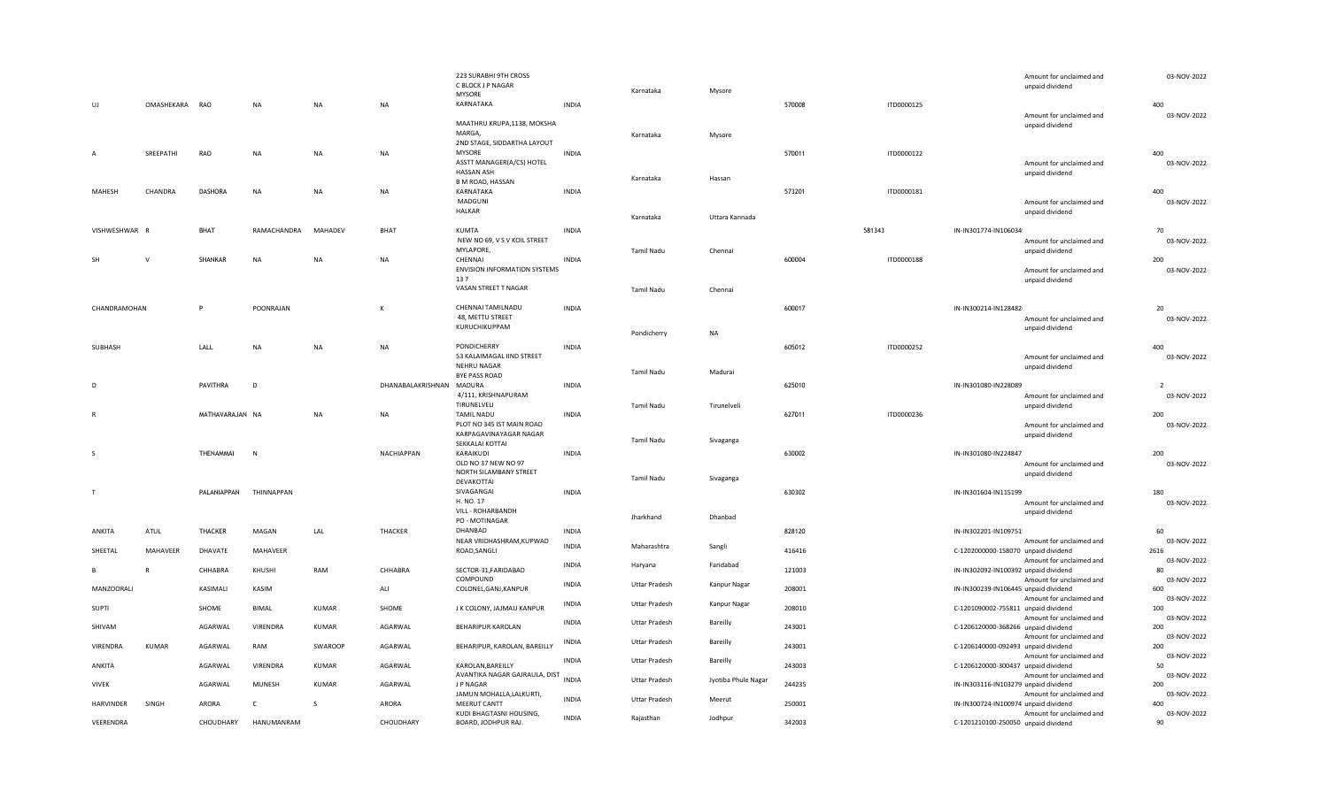| | | | | | | | | | | | | | | | |
|---|---|---|---|---|---|---|---|---|---|---|---|---|---|---|---|
| UJ | OMASHEKARA | RAO | NA | NA | NA | 223 SURABHI 9TH CROSS C BLOCK J P NAGAR MYSORE KARNATAKA | INDIA | Karnataka | Mysore | 570008 | | ITD0000125 | | Amount for unclaimed and unpaid dividend | 400 | 03-NOV-2022 |
| A | SREEPATHI | RAO | NA | NA | NA | MAATHRU KRUPA,1138, MOKSHA MARGA, 2ND STAGE, SIDDARTHA LAYOUT MYSORE | INDIA | Karnataka | Mysore | 570011 | | ITD0000122 | | Amount for unclaimed and unpaid dividend | 400 | 03-NOV-2022 |
| MAHESH | CHANDRA | DASHORA | NA | NA | NA | ASSTT MANAGER(A/CS) HOTEL HASSAN ASH B M ROAD, HASSAN KARNATAKA | INDIA | Karnataka | Hassan | 573201 | | ITD0000181 | | Amount for unclaimed and unpaid dividend | 400 | 03-NOV-2022 |
| VISHWESHWAR | R | BHAT | RAMACHANDRA | MAHADEV | BHAT | MADGUNI HALKAR KUMTA | INDIA | Karnataka | Uttara Kannada | | 581343 | | IN-IN301774-IN106034 | Amount for unclaimed and unpaid dividend | 70 | 03-NOV-2022 |
| SH | V | SHANKAR | NA | NA | NA | NEW NO 69, V S V KOIL STREET MYLAPORE, CHENNAI | INDIA | Tamil Nadu | Chennai | 600004 | | ITD0000188 | | Amount for unclaimed and unpaid dividend | 200 | 03-NOV-2022 |
| CHANDRAMOHAN | | P | POONRAJAN | | K | ENVISION INFORMATION SYSTEMS 137 VASAN STREET T NAGAR CHENNAI TAMILNADU | INDIA | Tamil Nadu | Chennai | 600017 | | | IN-IN300214-IN128482 | Amount for unclaimed and unpaid dividend | 20 | 03-NOV-2022 |
| SUBHASH | | LALL | NA | NA | NA | 48, METTU STREET KURUCHIKUPPAM PONDICHERRY | INDIA | Pondicherry | NA | 605012 | | ITD0000252 | | Amount for unclaimed and unpaid dividend | 400 | 03-NOV-2022 |
| D | | PAVITHRA | D | | DHANABALAKRISHNAN | 53 KALAIMAGAL IIND STREET NEHRU NAGAR BYE PASS ROAD MADURA | INDIA | Tamil Nadu | Madurai | 625010 | | | IN-IN301080-IN228089 | Amount for unclaimed and unpaid dividend | 2 | 03-NOV-2022 |
| R | | MATHAVARAJAN | NA | NA | NA | 4/111, KRISHNAPURAM TIRUNELVELI TAMIL NADU | INDIA | Tamil Nadu | Tirunelveli | 627011 | | ITD0000236 | | Amount for unclaimed and unpaid dividend | 200 | 03-NOV-2022 |
| S | | THENAMMAI | N | | NACHIAPPAN | PLOT NO 345 IST MAIN ROAD KARPAGAVINAYAGAR NAGAR SEKKALAI KOTTAI KARAIKUDI | INDIA | Tamil Nadu | Sivaganga | 630002 | | | IN-IN301080-IN224847 | Amount for unclaimed and unpaid dividend | 200 | 03-NOV-2022 |
| T | | PALANIAPPAN | THINNAPPAN | | | OLD NO 37 NEW NO 97 NORTH SILAMBANY STREET DEVAKOTTAI SIVAGANGAI | INDIA | Tamil Nadu | Sivaganga | 630302 | | | IN-IN301604-IN115199 | Amount for unclaimed and unpaid dividend | 180 | 03-NOV-2022 |
| ANKITA | ATUL | THACKER | MAGAN | LAL | THACKER | H. NO. 17 VILL - ROHARBANDH PO - MOTINAGAR DHANBAD | INDIA | Jharkhand | Dhanbad | 828120 | | | IN-IN302201-IN109751 | Amount for unclaimed and unpaid dividend | 60 | 03-NOV-2022 |
| SHEETAL | MAHAVEER | DHAVATE | MAHAVEER | | | NEAR VRIDHASHRAM,KUPWAD ROAD,SANGLI | INDIA | Maharashtra | Sangli | 416416 | | | C-1202000000-158070 | Amount for unclaimed and unpaid dividend | 2616 | 03-NOV-2022 |
| B | R | CHHABRA | KHUSHI | RAM | CHHABRA | SECTOR-31,FARIDABAD | INDIA | Haryana | Faridabad | 121003 | | | IN-IN302092-IN100392 | Amount for unclaimed and unpaid dividend | 80 | 03-NOV-2022 |
| MANZOORALI | | KASIMALI | KASIM | | ALI | COMPOUND COLONEL,GANJ,KANPUR | INDIA | Uttar Pradesh | Kanpur Nagar | 208001 | | | IN-IN300239-IN106445 | Amount for unclaimed and unpaid dividend | 600 | 03-NOV-2022 |
| SUPTI | | SHOME | BIMAL | KUMAR | SHOME | J K COLONY, JAJMAU KANPUR | INDIA | Uttar Pradesh | Kanpur Nagar | 208010 | | | C-1201090002-755811 | Amount for unclaimed and unpaid dividend | 100 | 03-NOV-2022 |
| SHIVAM | | AGARWAL | VIRENDRA | KUMAR | AGARWAL | BEHARIPUR KAROLAN | INDIA | Uttar Pradesh | Bareilly | 243001 | | | C-1206120000-368266 | Amount for unclaimed and unpaid dividend | 200 | 03-NOV-2022 |
| VIRENDRA | KUMAR | AGARWAL | RAM | SWAROOP | AGARWAL | BEHARIPUR, KAROLAN, BAREILLY | INDIA | Uttar Pradesh | Bareilly | 243001 | | | C-1206140000-092493 | Amount for unclaimed and unpaid dividend | 200 | 03-NOV-2022 |
| ANKITA | | AGARWAL | VIRENDRA | KUMAR | AGARWAL | KAROLAN,BAREILLY | INDIA | Uttar Pradesh | Bareilly | 243003 | | | C-1206120000-300437 | Amount for unclaimed and unpaid dividend | 50 | 03-NOV-2022 |
| VIVEK | | AGARWAL | MUNESH | KUMAR | AGARWAL | AVANTIKA NAGAR GAJRAULA, DIST J P NAGAR | INDIA | Uttar Pradesh | Jyotiba Phule Nagar | 244235 | | | IN-IN303116-IN103279 | Amount for unclaimed and unpaid dividend | 200 | 03-NOV-2022 |
| HARVINDER | SINGH | ARORA | C | S | ARORA | JAMUN MOHALLA,LALKURTI, MEERUT CANTT | INDIA | Uttar Pradesh | Meerut | 250001 | | | IN-IN300724-IN100974 | Amount for unclaimed and unpaid dividend | 400 | 03-NOV-2022 |
| VEERENDRA | | CHOUDHARY | HANUMANRAM | | CHOUDHARY | KUDI BHAGTASNI HOUSING, BOARD, JODHPUR RAJ. | INDIA | Rajasthan | Jodhpur | 342003 | | | C-1201210100-250050 | Amount for unclaimed and unpaid dividend | 90 | 03-NOV-2022 |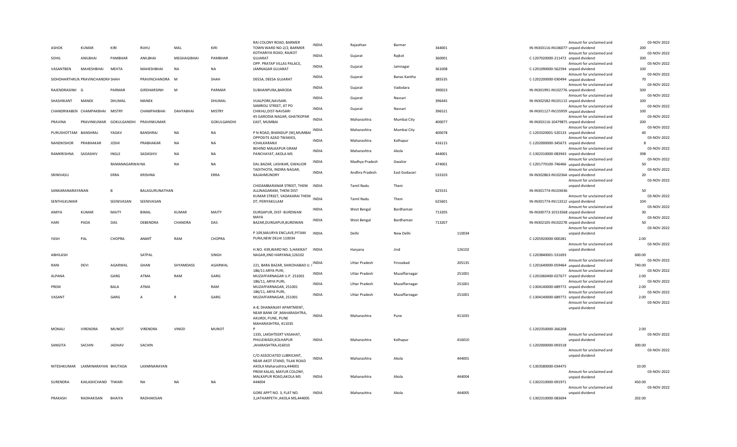| | | | | | | | | | | | | | | | | |
|---|---|---|---|---|---|---|---|---|---|---|---|---|---|---|---|---|
| ASHOK | KUMAR | KIRI | RIJHU | MAL | KIRI | RAI COLONY ROAD, BARMER TOWN WARD NO-2/2, BARMER | INDIA | Rajasthan | Barmer | 344001 | | IN-IN303116-IN106077 | Amount for unclaimed and unpaid dividend | 200 | 03-NOV-2022 |
| SOHIL | ANILBHAI | PAMBHAR | ANILBHAI | MEGHAGIBHAI | PAMBHAR | KOTHARIYA ROAD, RAJKOT GUJARAT | INDIA | Gujarat | Rajkot | 360001 | | C-1207020000-211472 | Amount for unclaimed and unpaid dividend | 200 | 03-NOV-2022 |
| VASANTBEN | MAHESHBHAI | MEHTA | MAHESHBHAI | NA | NA | OPP. PRATAP VILLAS PALACE, JAMNAGAR GUJARAT | INDIA | Gujarat | Jamnagar | 361008 | | C-1201090000-562594 | Amount for unclaimed and unpaid dividend | 100 | 03-NOV-2022 |
| SIDHDHARTHKUM | PRAVINCHANDRA | SHAH | PRAVINCHANDRA | M | SHAH | DEESA, DEESA GUJARAT | INDIA | Gujarat | Banas Kantha | 385535 | | C-1202200000-030494 | Amount for unclaimed and unpaid dividend | 70 | 03-NOV-2022 |
| RAJENDRASINH | G | PARMAR | GIRDHARSINH | M | PARMAR | SUBHANPURA,BARODA | INDIA | Gujarat | Vadodara | 390023 | | IN-IN301991-IN102776 | Amount for unclaimed and unpaid dividend | 500 | 03-NOV-2022 |
| SHASHIKANT | MANEK | DHUMAL | MANEK | | DHUMAL | VIJALPORE,NAVSARI. | INDIA | Gujarat | Navsari | 396445 | | IN-IN302582-IN101113 | Amount for unclaimed and unpaid dividend | 100 | 03-NOV-2022 |
| CHANDRIKABEN | CHAMPAKBHAI | MISTRY | CHAMPAKBHAI | DAHYABHAI | MISTRY | SAMROLI STREET, AT PO CHIKHLI,DIST-NAVSARI | INDIA | Gujarat | Navsari | 396521 | | IN-IN301127-IN155959 | Amount for unclaimed and unpaid dividend | 100 | 03-NOV-2022 |
| PRAVINA | PRAVINKUMAR | GOKULGANDHI | PRAVINKUMAR | | GOKULGANDHI | 45 GARODIA NAGAR, GHATKOPAR EAST, MUMBAI | INDIA | Maharashtra | Mumbai City | 400077 | | IN-IN303116-10479875 | Amount for unclaimed and unpaid dividend | 200 | 03-NOV-2022 |
| PURUSHOTTAM | BANSHRAJ | YADAV | BANSHRAJ | NA | NA | P N ROAD, BHANDUP (W),MUMBAI | INDIA | Maharashtra | Mumbai City | 400078 | | C-1203320001-520133 | Amount for unclaimed and unpaid dividend | 40 | 03-NOV-2022 |
| NANDKISHOR | PRABHAKAR | JOSHI | PRABHAKAR | NA | NA | OPPOSITE AZAD TWAKIES, ICHALKARANJI | INDIA | Maharashtra | Kolhapur | 416115 | | C-1202000000-345673 | Amount for unclaimed and unpaid dividend | 8 | 03-NOV-2022 |
| RAMKRISHNA | SADASHIV | INGLE | SADASHIV | NA | NA | BEHIND MALKAPUR GRAM PANCHAYAT, AKOLA MS | INDIA | Maharashtra | Akola | 444001 | | C-1302310000-083943 | Amount for unclaimed and unpaid dividend | 398 | 03-NOV-2022 |
| | | RAMANAGARWAI | NA | NA | NA | DAL BAZAR, LASHKAR, GWALIOR | INDIA | Madhya Pradesh | Gwalior | 474001 | | C-1201770100-746466 | Amount for unclaimed and unpaid dividend | 50 | 03-NOV-2022 |
| SRINIVASU | | ERRA | KRISHNA | | ERRA | TADITHOTA, INDIRA NAGAR, RAJAHMUNDRY | INDIA | Andhra Pradesh | East Godavari | 533103 | | IN-IN302863-IN102364 | Amount for unclaimed and unpaid dividend | 20 | 03-NOV-2022 |
| SANKARANARAYANAN | | B | BALAGURUNATHAN | | | CHIDAMBARANAR STREET, THENI ALLINAGARAM, THENI DIST | INDIA | Tamil Nadu | Theni | 625531 | | IN-IN301774-IN103436 | Amount for unclaimed and unpaid dividend | 50 | 03-NOV-2022 |
| SENTHILKUMAR | | SEENIVASAN | SEENIVASAN | | | KUMAR STREET, VADAKARAI THENI DT, PERIYAKULAM | INDIA | Tamil Nadu | Theni | 625601 | | IN-IN301774-IN113312 | Amount for unclaimed and unpaid dividend | 104 | 03-NOV-2022 |
| AMIYA | KUMAR | MAITY | BIMAL | KUMAR | MAITY | DURGAPUR, DIST- BURDWAN | INDIA | West Bengal | Bardhaman | 713205 | | IN-IN300773-10153568 | Amount for unclaimed and unpaid dividend | 30 | 03-NOV-2022 |
| HARI | PADA | DAS | DEBENDRA | CHANDRA | DAS | MAYA BAZAR,DURGAPUR,BURDWAN | INDIA | West Bengal | Bardhaman | 713207 | | IN-IN302105-IN102278 | Amount for unclaimed and unpaid dividend | 50 | 03-NOV-2022 |
| YASH | PAL | CHOPRA | ANANT | RAM | CHOPRA | P 109,MAURYA ENCLAVE,PITAM PURA,NEW DELHI 110034 | INDIA | Delhi | New Delhi | | 110034 | C-1205920000-000281 | Amount for unclaimed and unpaid dividend | 2.00 | 03-NOV-2022 |
| ABHILASH | | | SATPAL | | SINGH | H.NO. 439,WARD NO. 5,HAKIKAT NAGAR,JIND HARYANA,126102 | INDIA | Haryana | Jind | | 126102 | C-1203840001-531693 | Amount for unclaimed and unpaid dividend | 600.00 | 03-NOV-2022 |
| RANI | DEVI | AGARWAL | GHAN | SHYAMDASS | AGARWAL | 221, BARA BAZAR, SHIKOHABAD U. I | INDIA | Uttar Pradesh | Firozabad | | 205135 | C-1201640000-059464 | Amount for unclaimed and unpaid dividend | 740.00 | 03-NOV-2022 |
| ALPANA | | GARG | ATMA | RAM | GARG | 186/11 ARYA PURI, MUZAFFARNAGAR U.P. 251001 | INDIA | Uttar Pradesh | Muzaffarnagar | | 251001 | C-1201060400-027677 | Amount for unclaimed and unpaid dividend | 2.00 | 03-NOV-2022 |
| PREM | | BALA | ATMA | | RAM | 186/11, ARYA PURI, MUZAFFARNAGAR, 251001 | INDIA | Uttar Pradesh | Muzaffarnagar | | 251001 | C-1304140000-689772 | Amount for unclaimed and unpaid dividend | 2.00 | 03-NOV-2022 |
| VASANT | | GARG | A | R | GARG | 186/11, ARYA PURI, MUZAFFARNAGAR, 251001 | INDIA | Uttar Pradesh | Muzaffarnagar | | 251001 | C-1304140000-689772 | Amount for unclaimed and unpaid dividend | 2.00 | 03-NOV-2022 |
| MONALI | VIRENDRA | MUNOT | VIRENDRA | VINOD | MUNOT | A-8, DHANANJAY APARTMENT, NEAR BANK OF ,MAHARASHTRA, AKURDI, PUNE, PUNE MAHARASHTRA, 411035 P | INDIA | Maharashtra | Pune | | 411035 | C-1202350000-266208 | Amount for unclaimed and unpaid dividend | 2.00 | 03-NOV-2022 |
| SANGITA | SACHIN | JADHAV | SACHIN | | | 1335, LAKSHTEERT VASAHAT, PHULEWADI,KOLHAPUR ,AHARASHTRA,416010 | INDIA | Maharashtra | Kolhapur | | 416010 | C-1202000000-093518 | Amount for unclaimed and unpaid dividend | 300.00 | 03-NOV-2022 |
| NITESHKUMAR | LAXMINARAYAN | BHUTADA | LAXMINARAYAN | | | C/O ASSOCIATED LUBRICANT, NEAR AKOT STAND, TILAK ROAD AKOLA Maharashtra,444001 | INDIA | Maharashtra | Akola | | 444001 | C-1303580000-034475 | Amount for unclaimed and unpaid dividend | 10.00 | 03-NOV-2022 |
| SURENDRA | KAILASHCHAND | TIWARI | NA | NA | NA | PREM KALAS, MAYUR COLONY, MALKAPUR ROAD,AKOLA MS 444004 | INDIA | Maharashtra | Akola | | 444004 | C-1302310000-091971 | Amount for unclaimed and unpaid dividend | 450.00 | 03-NOV-2022 |
| PRAKASH | RADHAKISAN | BHAIYA | RADHAKISAN | | | GORE APPT NO. 3, FLAT NO. 3,JATHARPETH ,AKOLA MS,444005 | INDIA | Maharashtra | Akola | | 444005 | C-1302310000-083694 | Amount for unclaimed and unpaid dividend | 202.00 | 03-NOV-2022 |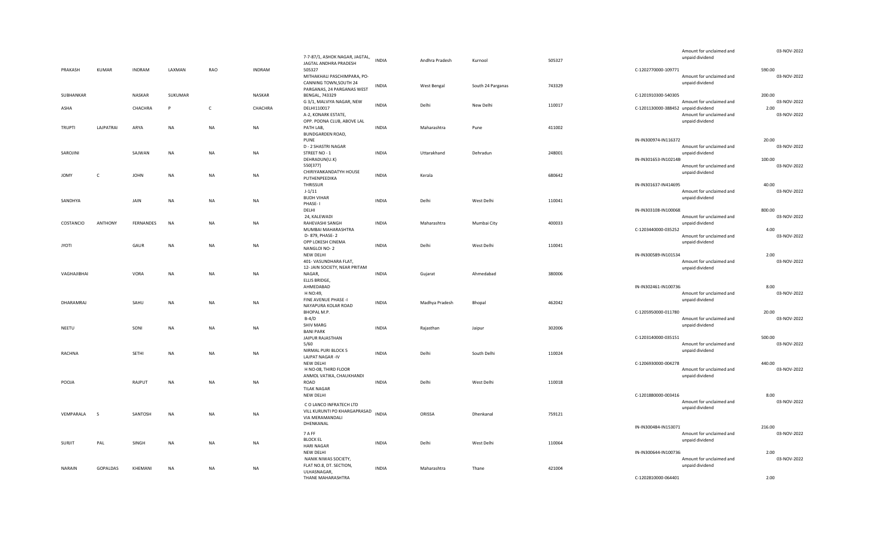| | | | | | | | | | | | | | | |
|---|---|---|---|---|---|---|---|---|---|---|---|---|---|---|
| PRAKASH | KUMAR | INDRAM | LAXMAN | RAO | INDRAM | 7-7-87/1, ASHOK NAGAR, JAGTAL, JAGTAL ANDHRA PRADESH 505327 | INDIA | Andhra Pradesh | Kurnool | 505327 | C-1202770000-109771 | Amount for unclaimed and unpaid dividend | 590.00 | 03-NOV-2022 |
| SUBHANKAR | | NASKAR | SUKUMAR | | NASKAR | MITHAKHALI PASCHIMPARA, PO-CANNING TOWN,SOUTH 24 PARGANAS, 24 PARGANAS WEST BENGAL, 743329 | INDIA | West Bengal | South 24 Parganas | 743329 | C-1201910300-540305 | Amount for unclaimed and unpaid dividend | 200.00 | 03-NOV-2022 |
| ASHA | | CHACHRA | P | C | CHACHRA | G 3/1, MALVIYA NAGAR, NEW DELHI110017 | INDIA | Delhi | New Delhi | 110017 | C-1201130000-388452 | Amount for unclaimed and unpaid dividend | 2.00 | 03-NOV-2022 |
| TRUPTI | LAJPATRAI | ARYA | NA | NA | NA | A-2, KONARK ESTATE, OPP. POONA CLUB, ABOVE LAL PATH LAB, BUNDGARDEN ROAD, PUNE | INDIA | Maharashtra | Pune | 411002 | IN-IN300974-IN116372 | Amount for unclaimed and unpaid dividend | 20.00 | 03-NOV-2022 |
| SAROJINI | | SAJWAN | NA | NA | NA | D - 2 SHASTRI NAGAR STREET NO - 1 DEHRADUN(U.K) | INDIA | Uttarakhand | Dehradun | 248001 | IN-IN301653-IN102148 | Amount for unclaimed and unpaid dividend | 100.00 | 03-NOV-2022 |
| JOMY | C | JOHN | NA | NA | NA | 550(377) CHIRIYANKANDATYH HOUSE PUTHENPEEDIKA THRISSUR | INDIA | Kerala | | 680642 | IN-IN301637-IN414695 | Amount for unclaimed and unpaid dividend | 40.00 | 03-NOV-2022 |
| SANDHYA | | JAIN | NA | NA | NA | J-1/11 BUDH VIHAR PHASE- I DELHI | INDIA | Delhi | West Delhi | 110041 | IN-IN303108-IN100068 | Amount for unclaimed and unpaid dividend | 800.00 | 03-NOV-2022 |
| COSTANCIO | ANTHONY | FERNANDES | NA | NA | NA | 24, KALEWADI RAHEVASHI SANGH MUMBAI MAHARASHTRA | INDIA | Maharashtra | Mumbai City | 400033 | C-1203440000-035252 | Amount for unclaimed and unpaid dividend | 4.00 | 03-NOV-2022 |
| JYOTI | | GAUR | NA | NA | NA | D- 879, PHASE- 2 OPP LOKESH CINEMA NANGLOI NO- 2 NEW DELHI | INDIA | Delhi | West Delhi | 110041 | IN-IN300589-IN101534 | Amount for unclaimed and unpaid dividend | 2.00 | 03-NOV-2022 |
| VAGHAJIBHAI | | VORA | NA | NA | NA | 401- VASUNDHARA FLAT, 12- JAIN SOCIETY, NEAR PRITAM NAGAR, ELLIS BRIDGE, AHMEDABAD | INDIA | Gujarat | Ahmedabad | 380006 | IN-IN302461-IN100736 | Amount for unclaimed and unpaid dividend | 8.00 | 03-NOV-2022 |
| DHARAMRAJ | | SAHU | NA | NA | NA | H NO;49, FINE AVENUE PHASE -I NAYAPURA KOLAR ROAD BHOPAL M.P. | INDIA | Madhya Pradesh | Bhopal | 462042 | C-1205950000-011780 | Amount for unclaimed and unpaid dividend | 20.00 | 03-NOV-2022 |
| NEETU | | SONI | NA | NA | NA | B-4/D SHIV MARG BANI PARK JAIPUR RAJASTHAN | INDIA | Rajasthan | Jaipur | 302006 | C-1203140000-035151 | Amount for unclaimed and unpaid dividend | 500.00 | 03-NOV-2022 |
| RACHNA | | SETHI | NA | NA | NA | 5/60 NIRMAL PURI BLOCK 5 LAJPAT NAGAR -IV NEW DELHI | INDIA | Delhi | South Delhi | 110024 | C-1206930000-004278 | Amount for unclaimed and unpaid dividend | 440.00 | 03-NOV-2022 |
| POOJA | | RAJPUT | NA | NA | NA | H NO-08, THIRD FLOOR ANMOL VATIKA, CHAUKHANDI ROAD TILAK NAGAR NEW DELHI | INDIA | Delhi | West Delhi | 110018 | C-1201880000-003416 | Amount for unclaimed and unpaid dividend | 8.00 | 03-NOV-2022 |
| VEMPARALA | S | SANTOSH | NA | NA | NA | C O LANCO INFRATECH LTD VILL KURUNTI PO KHARGAPRASAD VIA MERAMANDALI DHENKANAL | INDIA | ORISSA | Dhenkanal | 759121 | IN-IN300484-IN153071 | Amount for unclaimed and unpaid dividend | 216.00 | 03-NOV-2022 |
| SURJIT | PAL | SINGH | NA | NA | NA | 7 A FF BLOCK EL HARI NAGAR NEW DELHI | INDIA | Delhi | West Delhi | 110064 | IN-IN300644-IN100736 | Amount for unclaimed and unpaid dividend | 2.00 | 03-NOV-2022 |
| NARAIN | GOPALDAS | KHEMANI | NA | NA | NA | NANIK NIWAS SOCIETY, FLAT NO.8, DT. SECTION, ULHASNAGAR, THANE MAHARASHTRA | INDIA | Maharashtra | Thane | 421004 | C-1202810000-064401 | | 2.00 | |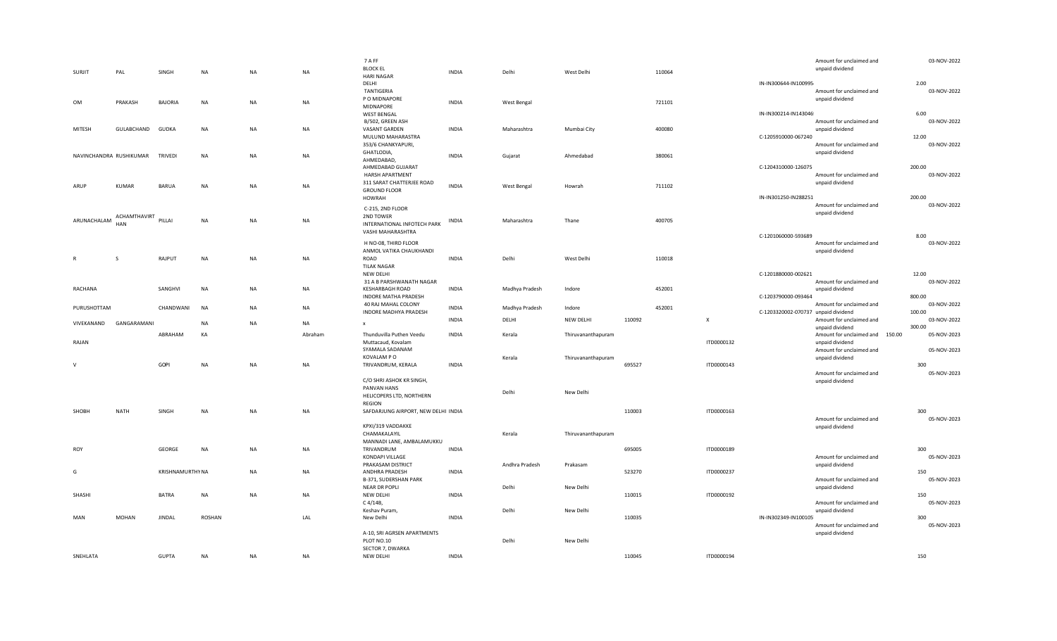| | | | | | | | | | | | | | | | |
|---|---|---|---|---|---|---|---|---|---|---|---|---|---|---|---|
| SURJIT | PAL | SINGH | NA | NA | NA | 7 A FF BLOCK EL HARI NAGAR DELHI | INDIA | Delhi | West Delhi | 110064 | | IN-IN300644-IN100995 | Amount for unclaimed and unpaid dividend | 2.00 | 03-NOV-2022 |
| OM | PRAKASH | BAJORIA | NA | NA | NA | TANTIGERIA P O MIDNAPORE MIDNAPORE WEST BENGAL | INDIA | West Bengal | | 721101 | | IN-IN300214-IN143046 | Amount for unclaimed and unpaid dividend | 6.00 | 03-NOV-2022 |
| MITESH | GULABCHAND | GUDKA | NA | NA | NA | B/502, GREEN ASH VASANT GARDEN MULUND MAHARASTRA | INDIA | Maharashtra | Mumbai City | 400080 | | C-1205910000-067240 | Amount for unclaimed and unpaid dividend | 12.00 | 03-NOV-2022 |
| NAVINCHANDRA | RUSHIKUMAR | TRIVEDI | NA | NA | NA | 353/6 CHANKYAPURI, GHATLODIA, AHMEDABAD, AHMEDABAD GUJARAT | INDIA | Gujarat | Ahmedabad | 380061 | | C-1204310000-126075 | Amount for unclaimed and unpaid dividend | 200.00 | 03-NOV-2022 |
| ARUP | KUMAR | BARUA | NA | NA | NA | HARSH APARTMENT 311 SARAT CHATTERJEE ROAD GROUND FLOOR HOWRAH | INDIA | West Bengal | Howrah | 711102 | | IN-IN301250-IN288251 | Amount for unclaimed and unpaid dividend | 200.00 | 03-NOV-2022 |
| ARUNACHALAM | ACHAMTHAVIRTHAN | PILLAI | NA | NA | NA | C-215, 2ND FLOOR 2ND TOWER INTERNATIONAL INFOTECH PARK VASHI MAHARASHTRA | INDIA | Maharashtra | Thane | 400705 | | C-1201060000-593689 | Amount for unclaimed and unpaid dividend | 8.00 | 03-NOV-2022 |
| R | S | RAJPUT | NA | NA | NA | H NO-08, THIRD FLOOR ANMOL VATIKA CHAUKHANDI ROAD TILAK NAGAR NEW DELHI | INDIA | Delhi | West Delhi | 110018 | | C-1201880000-002621 | Amount for unclaimed and unpaid dividend | 12.00 | 03-NOV-2022 |
| RACHANA | | SANGHVI | NA | NA | NA | 31 A B PARSHWANATH NAGAR KESHARBAGH ROAD INDORE MATHA PRADESH | INDIA | Madhya Pradesh | Indore | 452001 | | C-1203790000-093464 | Amount for unclaimed and unpaid dividend | 800.00 | 03-NOV-2022 |
| PURUSHOTTAM | | CHANDWANI | NA | NA | NA | 40 RAJ MAHAL COLONY INDORE MADHYA PRADESH | INDIA | Madhya Pradesh | Indore | 452001 | | C-1203320002-070737 | Amount for unclaimed and unpaid dividend | 100.00 | 03-NOV-2022 |
| VIVEKANAND | GANGARAMANI | | NA | NA | NA | x | INDIA | DELHI | NEW DELHI | 110092 | X | | Amount for unclaimed and unpaid dividend | 300.00 | 03-NOV-2022 |
| RAJAN | | ABRAHAM | KA | | Abraham | Thunduvilla Puthen Veedu Muttacaud, Kovalam | INDIA | Kerala | Thiruvananthapuram | | ITD0000132 | | Amount for unclaimed and unpaid dividend | 150.00 | 05-NOV-2023 |
| V | | GOPI | NA | NA | NA | SYAMALA SADANAM KOVALAM P O TRIVANDRUM, KERALA | INDIA | Kerala | Thiruvananthapuram | 695527 | ITD0000143 | | Amount for unclaimed and unpaid dividend | 300 | 05-NOV-2023 |
| SHOBH | NATH | SINGH | NA | NA | NA | C/O SHRI ASHOK KR SINGH, PANVAN HANS HELICOPERS LTD, NORTHERN REGION SAFDARJUNG AIRPORT, NEW DELHI | INDIA | Delhi | New Delhi | 110003 | ITD0000163 | | Amount for unclaimed and unpaid dividend | 300 | 05-NOV-2023 |
| ROY | | GEORGE | NA | NA | NA | KPXI/319 VADDAKKE CHAMAKALAYIL MANNADI LANE, AMBALAMUKKU TRIVANDRUM | INDIA | Kerala | Thiruvananthapuram | 695005 | ITD0000189 | | Amount for unclaimed and unpaid dividend | 300 | 05-NOV-2023 |
| G | | KRISHNAMURTHY | NA | NA | NA | KONDAPI VILLAGE PRAKASAM DISTRICT ANDHRA PRADESH | INDIA | Andhra Pradesh | Prakasam | 523270 | ITD0000237 | | Amount for unclaimed and unpaid dividend | 150 | 05-NOV-2023 |
| SHASHI | | BATRA | NA | NA | NA | B-371, SUDERSHAN PARK NEAR DR POPLI NEW DELHI | INDIA | Delhi | New Delhi | 110015 | ITD0000192 | | Amount for unclaimed and unpaid dividend | 150 | 05-NOV-2023 |
| MAN | MOHAN | JINDAL | ROSHAN | | LAL | C 4/14B, Keshav Puram, New Delhi | INDIA | Delhi | New Delhi | 110035 | | IN-IN302349-IN100105 | Amount for unclaimed and unpaid dividend | 300 | 05-NOV-2023 |
| SNEHLATA | | GUPTA | NA | NA | NA | A-10, SRI AGRSEN APARTMENTS PLOT NO.10 SECTOR 7, DWARKA NEW DELHI | INDIA | Delhi | New Delhi | 110045 | ITD0000194 | | | 150 | |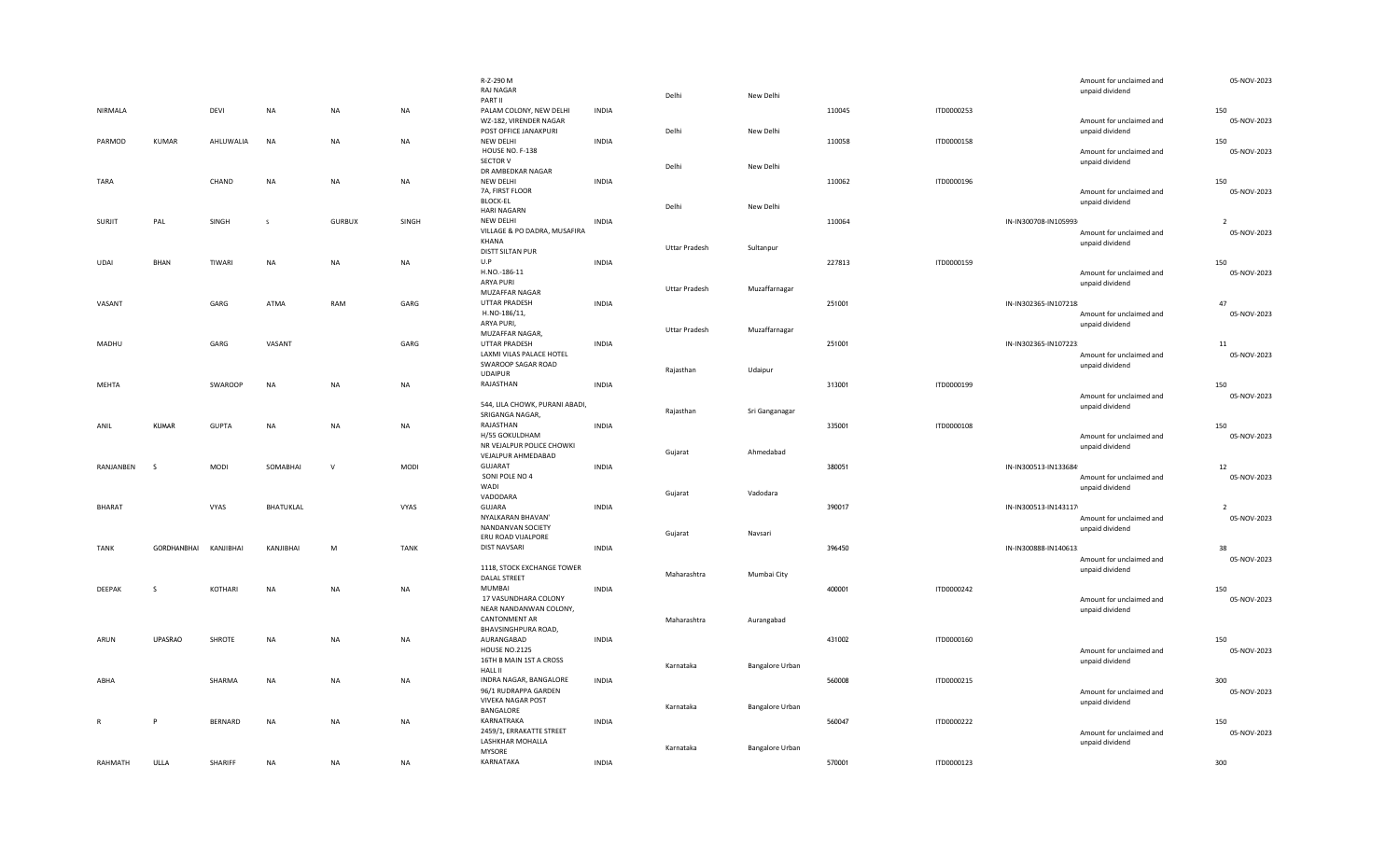| | | | | | | | | | | | | | | |
|---|---|---|---|---|---|---|---|---|---|---|---|---|---|---|
| NIRMALA | | DEVI | NA | NA | NA | R-Z-290 M RAJ NAGAR PART II PALAM COLONY, NEW DELHI | INDIA | Delhi | New Delhi | 110045 | ITDD0000253 | | Amount for unclaimed and unpaid dividend | 150 | 05-NOV-2023 |
| PARMOD | KUMAR | AHLUWALIA | NA | NA | NA | WZ-182, VIRENDER NAGAR POST OFFICE JANAKPURI NEW DELHI | INDIA | Delhi | New Delhi | 110058 | ITDD0000158 | | Amount for unclaimed and unpaid dividend | 150 | 05-NOV-2023 |
| TARA | | CHAND | NA | NA | NA | HOUSE NO. F-138 SECTOR V DR AMBEDKAR NAGAR NEW DELHI | INDIA | Delhi | New Delhi | 110062 | ITDD0000196 | | Amount for unclaimed and unpaid dividend | 150 | 05-NOV-2023 |
| SURJIT | PAL | SINGH | S | GURBUX | SINGH | 7A, FIRST FLOOR BLOCK-EL HARI NAGARN NEW DELHI | INDIA | Delhi | New Delhi | 110064 | | IN-IN300708-IN105993 | Amount for unclaimed and unpaid dividend | 2 | 05-NOV-2023 |
| UDAI | BHAN | TIWARI | NA | NA | NA | VILLAGE & PO DADRA, MUSAFIRA KHANA DISTT SILTAN PUR U.P | INDIA | Uttar Pradesh | Sultanpur | 227813 | ITDD0000159 | | Amount for unclaimed and unpaid dividend | 150 | 05-NOV-2023 |
| VASANT | | GARG | ATMA | RAM | GARG | H.NO.-186-11 ARYA PURI MUZAFFAR NAGAR UTTAR PRADESH | INDIA | Uttar Pradesh | Muzaffarnagar | 251001 | | IN-IN302365-IN107218 | Amount for unclaimed and unpaid dividend | 47 | 05-NOV-2023 |
| MADHU | | GARG | VASANT | | GARG | H.NO-186/11, ARYA PURI, MUZAFFAR NAGAR, UTTAR PRADESH | INDIA | Uttar Pradesh | Muzaffarnagar | 251001 | | IN-IN302365-IN107223 | Amount for unclaimed and unpaid dividend | 11 | 05-NOV-2023 |
| MEHTA | | SWAROOP | NA | NA | NA | LAXMI VILAS PALACE HOTEL SWAROOP SAGAR ROAD UDAIPUR RAJASTHAN | INDIA | Rajasthan | Udaipur | 313001 | ITDD0000199 | | Amount for unclaimed and unpaid dividend | 150 | 05-NOV-2023 |
| ANIL | KUMAR | GUPTA | NA | NA | NA | 544, LILA CHOWK, PURANI ABADI, SRIGANGA NAGAR, RAJASTHAN | INDIA | Rajasthan | Sri Ganganagar | 335001 | ITDD0000108 | | Amount for unclaimed and unpaid dividend | 150 | 05-NOV-2023 |
| RANJANBEN | S | MODI | SOMABHAI | V | MODI | H/55 GOKULDHAM NR VEJALPUR POLICE CHOWKI VEJALPUR AHMEDABAD GUJARAT | INDIA | Gujarat | Ahmedabad | 380051 | | IN-IN300513-IN133684 | Amount for unclaimed and unpaid dividend | 12 | 05-NOV-2023 |
| BHARAT | | VYAS | BHATUKLAL | | VYAS | SONI POLE NO 4 WADI VADODARA GUJARA | INDIA | Gujarat | Vadodara | 390017 | | IN-IN300513-IN143117 | Amount for unclaimed and unpaid dividend | 2 | 05-NOV-2023 |
| TANK | GORDHANBHAI | KANJIBHAI | KANJIBHAI | M | TANK | NYALKARAN BHAVAN' NANDANVAN SOCIETY ERU ROAD VIJALPORE DIST NAVSARI | INDIA | Gujarat | Navsari | 396450 | | IN-IN300888-IN140613 | Amount for unclaimed and unpaid dividend | 38 | 05-NOV-2023 |
| DEEPAK | S | KOTHARI | NA | NA | NA | 1118, STOCK EXCHANGE TOWER DALAL STREET MUMBAI | INDIA | Maharashtra | Mumbai City | 400001 | ITDD0000242 | | Amount for unclaimed and unpaid dividend | 150 | 05-NOV-2023 |
| ARUN | UPASRAO | SHROTE | NA | NA | NA | 17 VASUNDHARA COLONY NEAR NANDANWAN COLONY, CANTONMENT AR BHAVSINGHPURA ROAD, AURANGABAD | INDIA | Maharashtra | Aurangabad | 431002 | ITDD0000160 | | Amount for unclaimed and unpaid dividend | 150 | 05-NOV-2023 |
| ABHA | | SHARMA | NA | NA | NA | HOUSE NO.2125 16TH B MAIN 1ST A CROSS HALL II INDRA NAGAR, BANGALORE | INDIA | Karnataka | Bangalore Urban | 560008 | ITDD0000215 | | Amount for unclaimed and unpaid dividend | 300 | 05-NOV-2023 |
| R | P | BERNARD | NA | NA | NA | 96/1 RUDRAPPA GARDEN VIVEKA NAGAR POST BANGALORE KARNATRAKA | INDIA | Karnataka | Bangalore Urban | 560047 | ITDD0000222 | | Amount for unclaimed and unpaid dividend | 150 | 05-NOV-2023 |
| RAHMATH | ULLA | SHARIFF | NA | NA | NA | 2459/1, ERRAKATTE STREET LASHKHAR MOHALLA MYSORE KARNATAKA | INDIA | Karnataka | Bangalore Urban | 570001 | ITDD0000123 | | Amount for unclaimed and unpaid dividend | 300 | 05-NOV-2023 |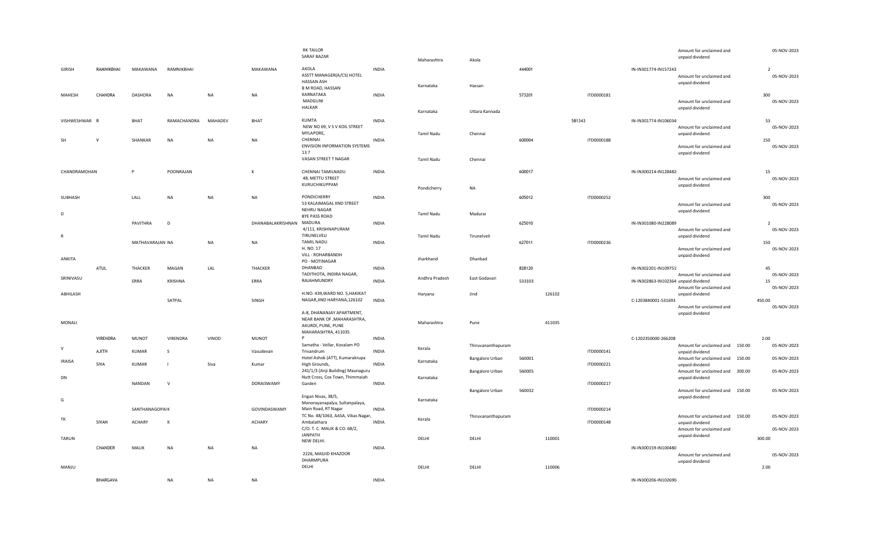| | | | | | | | | | | | | | | | | |
|---|---|---|---|---|---|---|---|---|---|---|---|---|---|---|---|---|
| GIRISH | RAMNIKBHAI | MAKAWANA | RAMNIKBHAI | | MAKAWANA | RK TAILOR SARAF BAZAR AKOLA | INDIA | Maharashtra | Akola | 444001 | | IN-IN301774-IN157243 | Amount for unclaimed and unpaid dividend | | 2 | 05-NOV-2023 |
| MAHESH | CHANDRA | DASHORA | NA | NA | NA | ASSTT MANAGER(A/CS) HOTEL HASSAN ASH B M ROAD, HASSAN KARNATAKA | INDIA | Karnataka | Hassan | 573201 | ITD0000181 | | Amount for unclaimed and unpaid dividend | | 300 | 05-NOV-2023 |
| VISHWESHWAR | R | BHAT | RAMACHANDRA | MAHADEV | BHAT | MADGUNI HALKAR KUMTA | INDIA | Karnataka | Uttara Kannada | 581343 | | IN-IN301774-IN106034 | Amount for unclaimed and unpaid dividend | | 53 | 05-NOV-2023 |
| SH | V | SHANKAR | NA | NA | NA | NEW NO 69, V S V KOIL STREET MYLAPORE, CHENNAI | INDIA | Tamil Nadu | Chennai | 600004 | ITD0000188 | | Amount for unclaimed and unpaid dividend | | 150 | 05-NOV-2023 |
| CHANDRAMOHAN | | P | POONRAJAN | | K | ENVISION INFORMATION SYSTEMS 13 7 VASAN STREET T NAGAR CHENNAI TAMILNADU | INDIA | Tamil Nadu | Chennai | 600017 | | IN-IN300214-IN128482 | Amount for unclaimed and unpaid dividend | | 15 | 05-NOV-2023 |
| SUBHASH | | LALL | NA | NA | NA | 48, METTU STREET KURUCHIKUPPAM PONDICHERRY | INDIA | Pondicherry | NA | 605012 | ITD0000252 | | Amount for unclaimed and unpaid dividend | | 300 | 05-NOV-2023 |
| D | | PAVITHRA | D | | DHANABALAKRISHNAN | 53 KALAIMAGAL IIND STREET NEHRU NAGAR BYE PASS ROAD MADURA | INDIA | Tamil Nadu | Madurai | 625010 | | IN-IN301080-IN228089 | Amount for unclaimed and unpaid dividend | | 2 | 05-NOV-2023 |
| R | | MATHAVARAJAN | NA | NA | NA | 4/111, KRISHNAPURAM TIRUNELVELI TAMIL NADU | INDIA | Tamil Nadu | Tirunelveli | 627011 | ITD0000236 | | Amount for unclaimed and unpaid dividend | | 150 | 05-NOV-2023 |
| ANKITA | ATUL | THACKER | MAGAN | LAL | THACKER | H. NO. 17 VILL - ROHARBANDH PO - MOTINAGAR DHANBAD | INDIA | Jharkhand | Dhanbad | 828120 | | IN-IN302201-IN109751 | Amount for unclaimed and unpaid dividend | | 45 | 05-NOV-2023 |
| SRINIVASU | | ERRA | KRISHNA | | ERRA | TADITHOTA, INDIRA NAGAR, RAJAHMUNDRY | INDIA | Andhra Pradesh | East Godavari | 533103 | | IN-IN302863-IN102364 | Amount for unclaimed and unpaid dividend | | 15 | 05-NOV-2023 |
| ABHILASH | | | SATPAL | | SINGH | H.NO. 439,WARD NO. 5,HAKIKAT NAGAR,JIND HARYANA,126102 | INDIA | Haryana | Jind | 126102 | | C-1203840001-531693 | Amount for unclaimed and unpaid dividend | | 450.00 | 05-NOV-2023 |
| MONALI | VIRENDRA | MUNOT | VIRENDRA | VINOD | MUNOT | A-8, DHANANJAY APARTMENT, NEAR BANK OF ,MAHARASHTRA, AKURDI, PUNE, PUNE MAHARASHTRA, 411035 P | INDIA | Maharashtra | Pune | 411035 | | C-1202350000-266208 | Amount for unclaimed and unpaid dividend | | 2.00 | 05-NOV-2023 |
| V | AJITH | KUMAR | S | | Vasudevan | Samatha - Vellar, Kovalam PO Trivandrum | INDIA | Kerala | Thiruvananthapuram | | ITD0000141 | | Amount for unclaimed and unpaid dividend | 150.00 | | 05-NOV-2023 |
| IRAISA | SIVA | KUMAR | I | Siva | Kumar | Hotel Ashok (ATT), Kumarakrupa High Grounds, | INDIA | Karnataka | Bangalore Urban | 560001 | ITD0000221 | | Amount for unclaimed and unpaid dividend | 150.00 | | 05-NOV-2023 |
| DN | | NANDAN | V | | DORAISWAMY | 241/1/3 (Anji Building) Maunaguru Nutt Cross, Cox Town, Thimmaiah Garden | INDIA | Karnataka | Bangalore Urban | 560005 | ITD0000217 | | Amount for unclaimed and unpaid dividend | 300.00 | | 05-NOV-2023 |
| G | | SANTHANAGOPAIK | | | GOVINDASWAMY | Engan Nivas, 38/5, Manorayanapalya, Sultanpalaya, Main Road, RT Nagar | INDIA | Karnataka | Bangalore Urban | 560032 | ITD0000214 | | Amount for unclaimed and unpaid dividend | 150.00 | | 05-NOV-2023 |
| TK | SIVAN | ACHARY | K | | ACHARY | TC No. 48/1063, AASA, Vikas Nagar, Ambalathara | INDIA | Kerala | Thiruvananthapuram | | ITD0000148 | | Amount for unclaimed and unpaid dividend | 150.00 | | 05-NOV-2023 |
| TARUN | CHANDER | MALIK | NA | NA | NA | C/O. T. C. MALIK & CO. 68/2, JANPATH NEW DELHI. | INDIA | DELHI | DELHI | 110001 | | IN-IN300159-IN100480 | Amount for unclaimed and unpaid dividend | | 300.00 | 05-NOV-2023 |
| MANJU | BHARGAVA | | NA | NA | NA | 2226, MASJID KHAZOOR DHARMPURA DELHI | INDIA | DELHI | DELHI | 110006 | | IN-IN300206-IN102690 | Amount for unclaimed and unpaid dividend | | 2.00 | 05-NOV-2023 |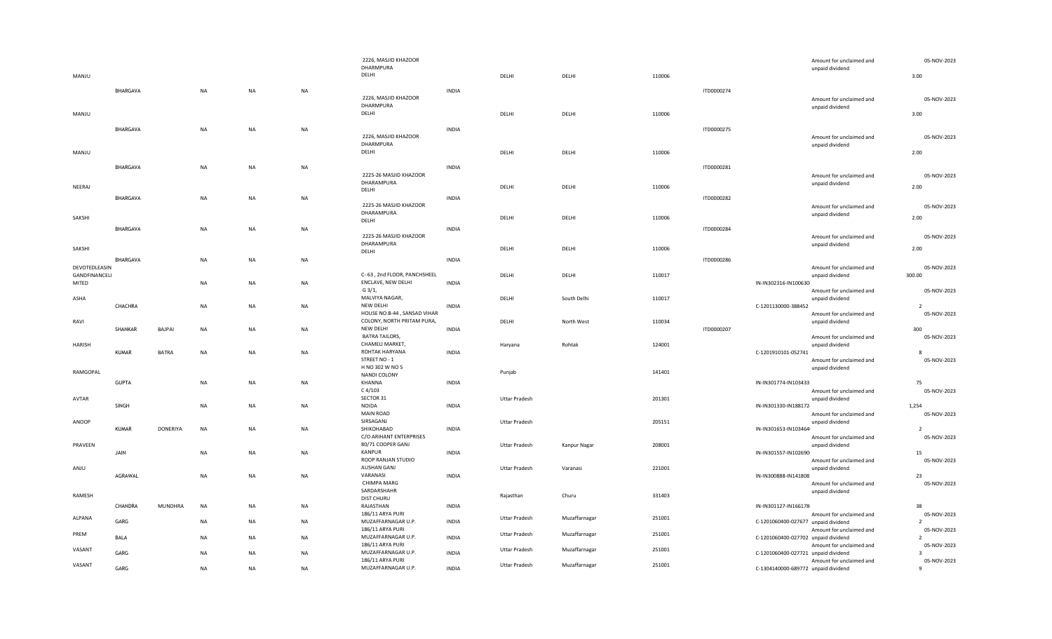| First Name | Middle Name | Last Name | Father/Husband First Name | Father/Husband Middle Name | Father/Husband Last Name | Address | Country | State | District | Pin Code | Folio Number | DP Id-Client Id-Account Number | Investment Type | Amount Due | Proposed Date of Transfer to IEPF |
|---|---|---|---|---|---|---|---|---|---|---|---|---|---|---|---|
| MANJU | BHARGAVA | | NA | NA | NA | 2226, MASJID KHAZOOR DHARMPURA DELHI | INDIA | DELHI | DELHI | 110006 | ITD0000274 | | Amount for unclaimed and unpaid dividend | 3.00 | 05-NOV-2023 |
| MANJU | BHARGAVA | | NA | NA | NA | 2226, MASJID KHAZOOR DHARMPURA DELHI | INDIA | DELHI | DELHI | 110006 | ITD0000275 | | Amount for unclaimed and unpaid dividend | 3.00 | 05-NOV-2023 |
| MANJU | BHARGAVA | | NA | NA | NA | 2226, MASJID KHAZOOR DHARMPURA DELHI | INDIA | DELHI | DELHI | 110006 | ITD0000281 | | Amount for unclaimed and unpaid dividend | 2.00 | 05-NOV-2023 |
| NEERAJ | BHARGAVA | | NA | NA | NA | 2225-26 MASJID KHAZOOR DHARAMPURA DELHI | INDIA | DELHI | DELHI | 110006 | ITD0000282 | | Amount for unclaimed and unpaid dividend | 2.00 | 05-NOV-2023 |
| SAKSHI | BHARGAVA | | NA | NA | NA | 2225-26 MASJID KHAZOOR DHARAMPURA DELHI | INDIA | DELHI | DELHI | 110006 | ITD0000284 | | Amount for unclaimed and unpaid dividend | 2.00 | 05-NOV-2023 |
| SAKSHI | BHARGAVA | | NA | NA | NA | 2225-26 MASJID KHAZOOR DHARAMPURA DELHI | INDIA | DELHI | DELHI | 110006 | ITD0000286 | | Amount for unclaimed and unpaid dividend | 2.00 | 05-NOV-2023 |
| DEVOTEDLEASIN GANDFINANCELI MITED | | | NA | NA | NA | C- 63 , 2nd FLOOR, PANCHSHEEL ENCLAVE, NEW DELHI | INDIA | DELHI | DELHI | 110017 | | IN-IN302316-IN100630 | Amount for unclaimed and unpaid dividend | 300.00 | 05-NOV-2023 |
| ASHA | CHACHRA | | NA | NA | NA | G 3/1, MALVIYA NAGAR, NEW DELHI | INDIA | DELHI | South Delhi | 110017 | | C-1201130000-388452 | Amount for unclaimed and unpaid dividend | 2 | 05-NOV-2023 |
| RAVI | SHANKAR | BAJPAI | NA | NA | NA | HOUSE NO.B-44 , SANSAD VIHAR COLONY, NORTH PRITAM PURA, NEW DELHI | INDIA | DELHI | North West | 110034 | ITD0000207 | | Amount for unclaimed and unpaid dividend | 300 | 05-NOV-2023 |
| HARISH | KUMAR | BATRA | NA | NA | NA | BATRA TAILORS, CHAMELI MARKET, ROHTAK HARYANA | INDIA | Haryana | Rohtak | 124001 | | C-1201910101-052741 | Amount for unclaimed and unpaid dividend | 8 | 05-NOV-2023 |
| RAMGOPAL | GUPTA | | NA | NA | NA | STREET NO - 1 H NO 302 W NO 5 NANDI COLONY KHANNA | INDIA | Punjab | | 141401 | | IN-IN301774-IN103433 | Amount for unclaimed and unpaid dividend | 75 | 05-NOV-2023 |
| AVTAR | SINGH | | NA | NA | NA | C 4/103 SECTOR 31 NOIDA | INDIA | Uttar Pradesh | | 201301 | | IN-IN301330-IN188172 | Amount for unclaimed and unpaid dividend | 1,254 | 05-NOV-2023 |
| ANOOP | KUMAR | DONERIYA | NA | NA | NA | MAIN ROAD SIRSAGANJ SHIKOHABAD | INDIA | Uttar Pradesh | | 205151 | | IN-IN301653-IN103464 | Amount for unclaimed and unpaid dividend | 2 | 05-NOV-2023 |
| PRAVEEN | JAIN | | NA | NA | NA | C/O ARIHANT ENTERPRISES 80/71 COOPER GANJ KANPUR | INDIA | Uttar Pradesh | Kanpur Nagar | 208001 | | IN-IN301557-IN102690 | Amount for unclaimed and unpaid dividend | 15 | 05-NOV-2023 |
| ANJU | AGRAWAL | | NA | NA | NA | ROOP RANJAN STUDIO AUSHAN GANJ VARANASI | INDIA | Uttar Pradesh | Varanasi | 221001 | | IN-IN300888-IN141808 | Amount for unclaimed and unpaid dividend | 23 | 05-NOV-2023 |
| RAMESH | CHANDRA | MUNDHRA | NA | NA | NA | CHIMPA MARG SARDARSHAHR DIST CHURU RAJASTHAN | INDIA | Rajasthan | Churu | 331403 | | IN-IN301127-IN166178 | Amount for unclaimed and unpaid dividend | 38 | 05-NOV-2023 |
| ALPANA | GARG | | NA | NA | NA | 186/11 ARYA PURI MUZAFFARNAGAR U.P. | INDIA | Uttar Pradesh | Muzaffarnagar | 251001 | | C-1201060400-027677 | Amount for unclaimed and unpaid dividend | 2 | 05-NOV-2023 |
| PREM | BALA | | NA | NA | NA | 186/11 ARYA PURI MUZAFFARNAGAR U.P. | INDIA | Uttar Pradesh | Muzaffarnagar | 251001 | | C-1201060400-027702 | Amount for unclaimed and unpaid dividend | 2 | 05-NOV-2023 |
| VASANT | GARG | | NA | NA | NA | 186/11 ARYA PURI MUZAFFARNAGAR U.P. | INDIA | Uttar Pradesh | Muzaffarnagar | 251001 | | C-1201060400-027721 | Amount for unclaimed and unpaid dividend | 3 | 05-NOV-2023 |
| VASANT | GARG | | NA | NA | NA | 186/11 ARYA PURI MUZAFFARNAGAR U.P. | INDIA | Uttar Pradesh | Muzaffarnagar | 251001 | | C-1304140000-689772 | Amount for unclaimed and unpaid dividend | 9 | 05-NOV-2023 |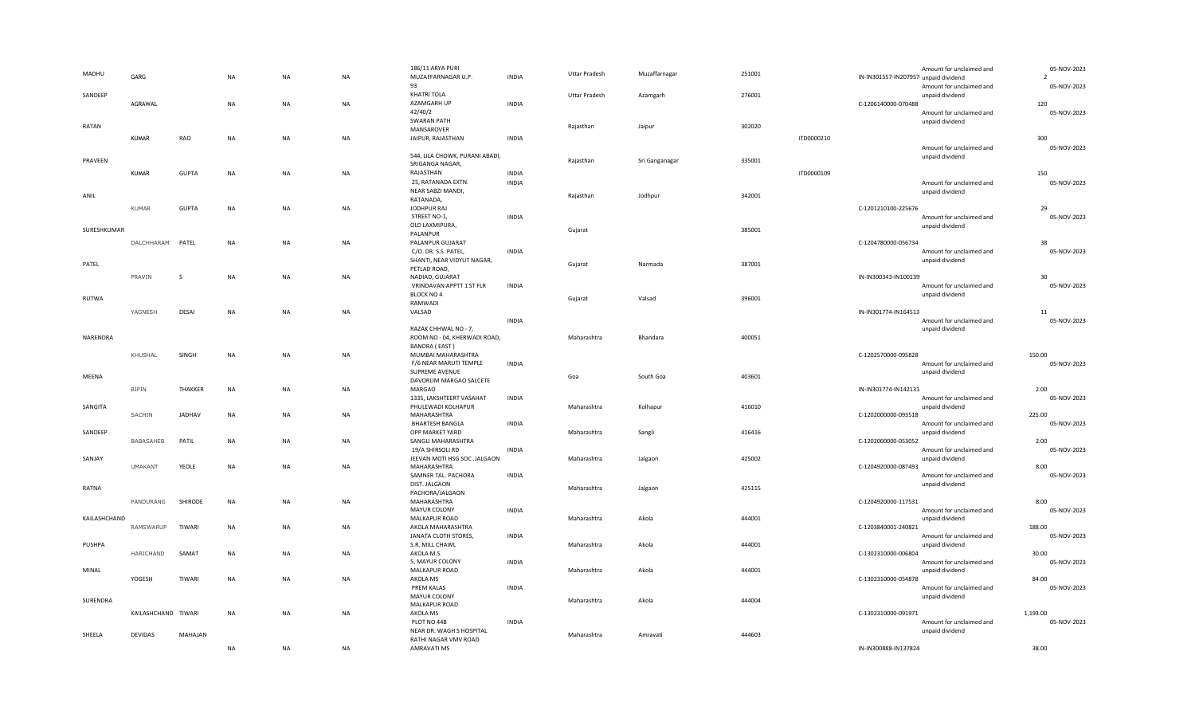| MADHU | GARG | | NA | NA | NA | 186/11 ARYA PURI MUZAFFARNAGAR U.P. | INDIA | Uttar Pradesh | Muzaffarnagar | 251001 | | IN-IN301557-IN207957 | Amount for unclaimed and unpaid dividend | 2 | 05-NOV-2023 |
|---|---|---|---|---|---|---|---|---|---|---|---|---|---|---|---|
| SANDEEP | AGRAWAL | | NA | NA | NA | 93 KHATRI TOLA AZAMGARH UP | INDIA | Uttar Pradesh | Azamgarh | 276001 | | C-1206140000-070488 | Amount for unclaimed and unpaid dividend | 120 | 05-NOV-2023 |
| RATAN | KUMAR | RAO | NA | NA | NA | 42/40/2 SWARAN PATH MANSAROVER JAIPUR, RAJASTHAN | INDIA | Rajasthan | Jaipur | 302020 | ITD0000210 | | Amount for unclaimed and unpaid dividend | 300 | 05-NOV-2023 |
| PRAVEEN | KUMAR | GUPTA | NA | NA | NA | 544, LILA CHOWK, PURANI ABADI, SRIGANGA NAGAR, RAJASTHAN | INDIA | Rajasthan | Sri Ganganagar | 335001 | ITD0000109 | | Amount for unclaimed and unpaid dividend | 150 | 05-NOV-2023 |
| ANIL | KUMAR | GUPTA | NA | NA | NA | 25, RATANADA EXTN. NEAR SABZI MANDI, RATANADA, JODHPUR RAJ | INDIA | Rajasthan | Jodhpur | 342001 | | C-1201210100-225676 | Amount for unclaimed and unpaid dividend | 29 | 05-NOV-2023 |
| SURESHKUMAR | DALCHHARAM | PATEL | NA | NA | NA | STREET NO-1, OLD LAXMIPURA, PALANPUR PALANPUR GUJARAT | INDIA | Gujarat | | 385001 | | C-1204780000-056734 | Amount for unclaimed and unpaid dividend | 38 | 05-NOV-2023 |
| PATEL | PRAVIN | S | NA | NA | NA | C/O. DR. S.S. PATEL, SHANTI, NEAR VIDYUT NAGAR, PETLAD ROAD, NADIAD, GUJARAT | INDIA | Gujarat | Narmada | 387001 | | IN-IN300343-IN100139 | Amount for unclaimed and unpaid dividend | 30 | 05-NOV-2023 |
| RUTWA | YAGNESH | DESAI | NA | NA | NA | VRINDAVAN APPTT 1 ST FLR BLOCK NO 4 RAMWADI VALSAD | INDIA | Gujarat | Valsad | 396001 | | IN-IN301774-IN164513 | Amount for unclaimed and unpaid dividend | 11 | 05-NOV-2023 |
| NARENDRA | KHUSHAL | SINGH | NA | NA | NA | RAZAK CHHWAL NO - 7, ROOM NO - 04, KHERWADI ROAD, BANDRA ( EAST ) MUMBAI MAHARASHTRA | INDIA | Maharashtra | Bhandara | 400051 | | C-1202570000-095828 | Amount for unclaimed and unpaid dividend | 150.00 | 05-NOV-2023 |
| MEENA | BIPIN | THAKKER | NA | NA | NA | F/6 NEAR MARUTI TEMPLE SUPREME AVENUE DAVORLIM MARGAO SALCETE MARGAO | INDIA | Goa | South Goa | 403601 | | IN-IN301774-IN142131 | Amount for unclaimed and unpaid dividend | 2.00 | 05-NOV-2023 |
| SANGITA | SACHIN | JADHAV | NA | NA | NA | 1335, LAKSHTEERT VASAHAT PHULEWADI KOLHAPUR MAHARASHTRA | INDIA | Maharashtra | Kolhapur | 416010 | | C-1202000000-093518 | Amount for unclaimed and unpaid dividend | 225.00 | 05-NOV-2023 |
| SANDEEP | BABASAHEB | PATIL | NA | NA | NA | BHARTESH BANGLA OPP MARKET YARD SANGLI MAHARASHTRA | INDIA | Maharashtra | Sangli | 416416 | | C-1202000000-053052 | Amount for unclaimed and unpaid dividend | 2.00 | 05-NOV-2023 |
| SANJAY | UMAKANT | YEOLE | NA | NA | NA | 19/A SHIRSOLI RD JEEVAN MOTI HSG SOC .JALGAON MAHARASHTRA | INDIA | Maharashtra | Jalgaon | 425002 | | C-1204920000-087493 | Amount for unclaimed and unpaid dividend | 8.00 | 05-NOV-2023 |
| RATNA | PANDURANG | SHIRODE | NA | NA | NA | SAMNER TAL. PACHORA DIST. JALGAON PACHORA/JALGAON MAHARASHTRA | INDIA | Maharashtra | Jalgaon | 425115 | | C-1204920000-117531 | Amount for unclaimed and unpaid dividend | 8.00 | 05-NOV-2023 |
| KAILASHCHAND | RAMSWARUP | TIWARI | NA | NA | NA | MAYUR COLONY MALKAPUR ROAD AKOLA MAHARASHTRA | INDIA | Maharashtra | Akola | 444001 | | C-1203840001-240821 | Amount for unclaimed and unpaid dividend | 188.00 | 05-NOV-2023 |
| PUSHPA | HARICHAND | SAMAT | NA | NA | NA | JANATA CLOTH STORES, S.R. MILL CHAWL AKOLA M.S. | INDIA | Maharashtra | Akola | 444001 | | C-1302310000-006804 | Amount for unclaimed and unpaid dividend | 30.00 | 05-NOV-2023 |
| MINAL | YOGESH | TIWARI | NA | NA | NA | 5, MAYUR COLONY MALKAPUR ROAD AKOLA MS | INDIA | Maharashtra | Akola | 444001 | | C-1302310000-054878 | Amount for unclaimed and unpaid dividend | 84.00 | 05-NOV-2023 |
| SURENDRA | KAILASHCHAND | TIWARI | NA | NA | NA | PREM KALAS MAYUR COLONY MALKAPUR ROAD AKOLA MS | INDIA | Maharashtra | Akola | 444004 | | C-1302310000-091971 | Amount for unclaimed and unpaid dividend | 1,193.00 | 05-NOV-2023 |
| SHEELA | DEVIDAS | MAHAJAN | NA | NA | NA | PLOT NO 44B NEAR DR. WAGH S HOSPITAL RATHI NAGAR VMV ROAD AMRAVATI MS | INDIA | Maharashtra | Amravati | 444603 | | IN-IN300888-IN137824 | Amount for unclaimed and unpaid dividend | 38.00 | 05-NOV-2023 |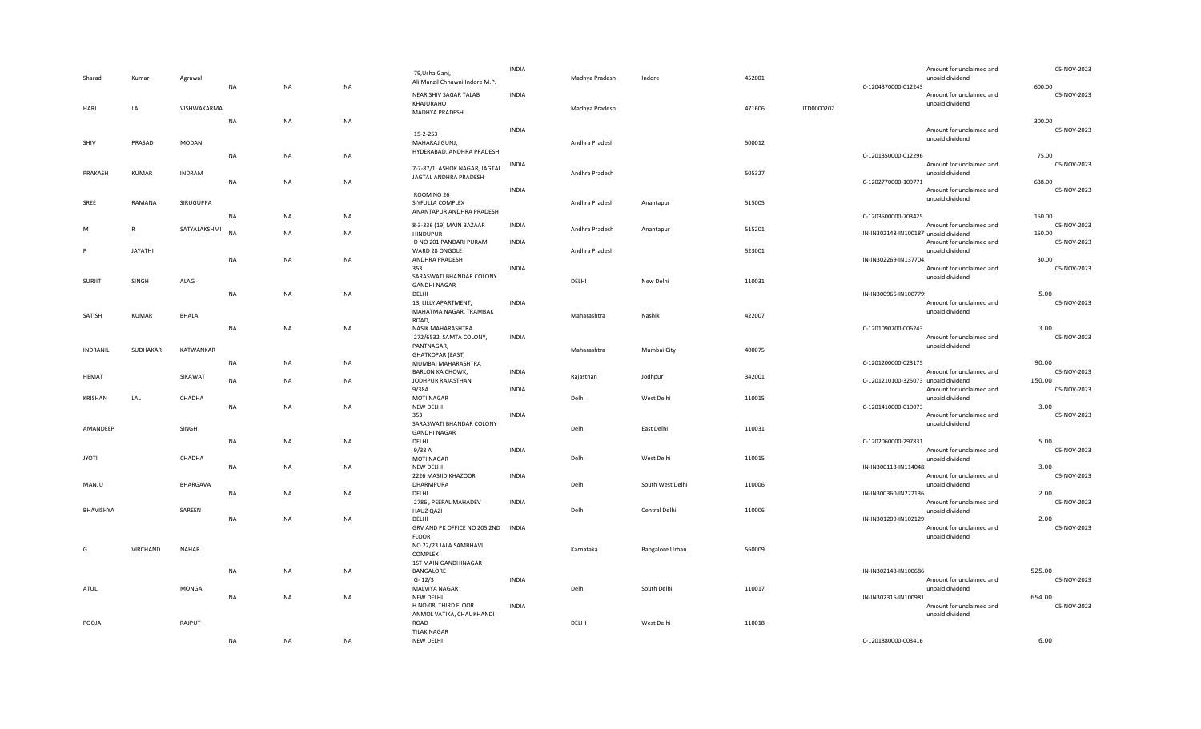| Sharad | Kumar | Agrawal | NA | NA | NA | 79,Usha Ganj, Ali Manzil Chhawni Indore M.P. | INDIA | Madhya Pradesh | Indore | 452001 | | C-1204370000-012243 | Amount for unclaimed and unpaid dividend | 600.00 | 05-NOV-2023 |
|---|---|---|---|---|---|---|---|---|---|---|---|---|---|---|---|
| HARI | LAL | VISHWAKARMA | NA | NA | NA | NEAR SHIV SAGAR TALAB KHAJURAHO MADHYA PRADESH | INDIA | Madhya Pradesh | | 471606 | ITD0000202 | | Amount for unclaimed and unpaid dividend | 300.00 | 05-NOV-2023 |
| SHIV | PRASAD | MODANI | NA | NA | NA | 15-2-253 MAHARAJ GUNJ, HYDERABAD. ANDHRA PRADESH | INDIA | Andhra Pradesh | | 500012 | | C-1201350000-012296 | Amount for unclaimed and unpaid dividend | 75.00 | 05-NOV-2023 |
| PRAKASH | KUMAR | INDRAM | NA | NA | NA | 7-7-87/1, ASHOK NAGAR, JAGTAL JAGTAL ANDHRA PRADESH | INDIA | Andhra Pradesh | | 505327 | | C-1202770000-109771 | Amount for unclaimed and unpaid dividend | 638.00 | 05-NOV-2023 |
| SREE | RAMANA | SIRUGUPPA | NA | NA | NA | ROOM NO 26 SIYFULLA COMPLEX ANANTAPUR ANDHRA PRADESH | INDIA | Andhra Pradesh | Anantapur | 515005 | | C-1203500000-703425 | Amount for unclaimed and unpaid dividend | 150.00 | 05-NOV-2023 |
| M | R | SATYALAKSHMI | NA | NA | NA | 8-3-336 (19) MAIN BAZAAR HINDUPUR | INDIA | Andhra Pradesh | Anantapur | 515201 | | IN-IN302148-IN100187 | Amount for unclaimed and unpaid dividend | 150.00 | 05-NOV-2023 |
| P | JAYATHI | | NA | NA | NA | D NO 201 PANDARI PURAM WARD 28 ONGOLE ANDHRA PRADESH | INDIA | Andhra Pradesh | | 523001 | | IN-IN302269-IN137704 | Amount for unclaimed and unpaid dividend | 30.00 | 05-NOV-2023 |
| SURJIT | SINGH | ALAG | NA | NA | NA | 353 SARASWATI BHANDAR COLONY GANDHI NAGAR DELHI | INDIA | DELHI | New Delhi | 110031 | | IN-IN300966-IN100779 | Amount for unclaimed and unpaid dividend | 5.00 | 05-NOV-2023 |
| SATISH | KUMAR | BHALA | NA | NA | NA | 13, LILLY APARTMENT, MAHATMA NAGAR, TRAMBAK ROAD, NASIK MAHARASHTRA | INDIA | Maharashtra | Nashik | 422007 | | C-1201090700-006243 | Amount for unclaimed and unpaid dividend | 3.00 | 05-NOV-2023 |
| INDRANIL | SUDHAKAR | KATWANKAR | NA | NA | NA | 272/6532, SAMTA COLONY, PANTNAGAR, GHATKOPAR (EAST) MUMBAI MAHARASHTRA | INDIA | Maharashtra | Mumbai City | 400075 | | C-1201200000-023175 | Amount for unclaimed and unpaid dividend | 90.00 | 05-NOV-2023 |
| HEMAT | | SIKAWAT | NA | NA | NA | BARLON KA CHOWK, JODHPUR RAJASTHAN | INDIA | Rajasthan | Jodhpur | 342001 | | C-1201210100-325073 | Amount for unclaimed and unpaid dividend | 150.00 | 05-NOV-2023 |
| KRISHAN | LAL | CHADHA | NA | NA | NA | 9/38A MOTI NAGAR NEW DELHI | INDIA | Delhi | West Delhi | 110015 | | C-1201410000-010073 | Amount for unclaimed and unpaid dividend | 3.00 | 05-NOV-2023 |
| AMANDEEP | | SINGH | NA | NA | NA | 353 SARASWATI BHANDAR COLONY GANDHI NAGAR DELHI | INDIA | Delhi | East Delhi | 110031 | | C-1202060000-297831 | Amount for unclaimed and unpaid dividend | 5.00 | 05-NOV-2023 |
| JYOTI | | CHADHA | NA | NA | NA | 9/38 A MOTI NAGAR NEW DELHI | INDIA | Delhi | West Delhi | 110015 | | IN-IN300118-IN114048 | Amount for unclaimed and unpaid dividend | 3.00 | 05-NOV-2023 |
| MANJU | | BHARGAVA | NA | NA | NA | 2226 MASJID KHAZOOR DHARMPURA DELHI | INDIA | Delhi | South West Delhi | 110006 | | IN-IN300360-IN222136 | Amount for unclaimed and unpaid dividend | 2.00 | 05-NOV-2023 |
| BHAVISHYA | | SAREEN | NA | NA | NA | 2786 , PEEPAL MAHADEV HAUZ QAZI DELHI | INDIA | Delhi | Central Delhi | 110006 | | IN-IN301209-IN102129 | Amount for unclaimed and unpaid dividend | 2.00 | 05-NOV-2023 |
| G | VIRCHAND | NAHAR | NA | NA | NA | GRV AND PK OFFICE NO 205 2ND FLOOR NO 22/23 JALA SAMBHAVI COMPLEX 1ST MAIN GANDHINAGAR BANGALORE | INDIA | Karnataka | Bangalore Urban | 560009 | | IN-IN302148-IN100686 | Amount for unclaimed and unpaid dividend | 525.00 | 05-NOV-2023 |
| ATUL | | MONGA | NA | NA | NA | G- 12/3 MALVIYA NAGAR NEW DELHI | INDIA | Delhi | South Delhi | 110017 | | IN-IN302316-IN100981 | Amount for unclaimed and unpaid dividend | 654.00 | 05-NOV-2023 |
| POOJA | | RAJPUT | NA | NA | NA | H NO-08, THIRD FLOOR ANMOL VATIKA, CHAUKHANDI ROAD TILAK NAGAR NEW DELHI | INDIA | DELHI | West Delhi | 110018 | | C-1201880000-003416 | Amount for unclaimed and unpaid dividend | 6.00 | 05-NOV-2023 |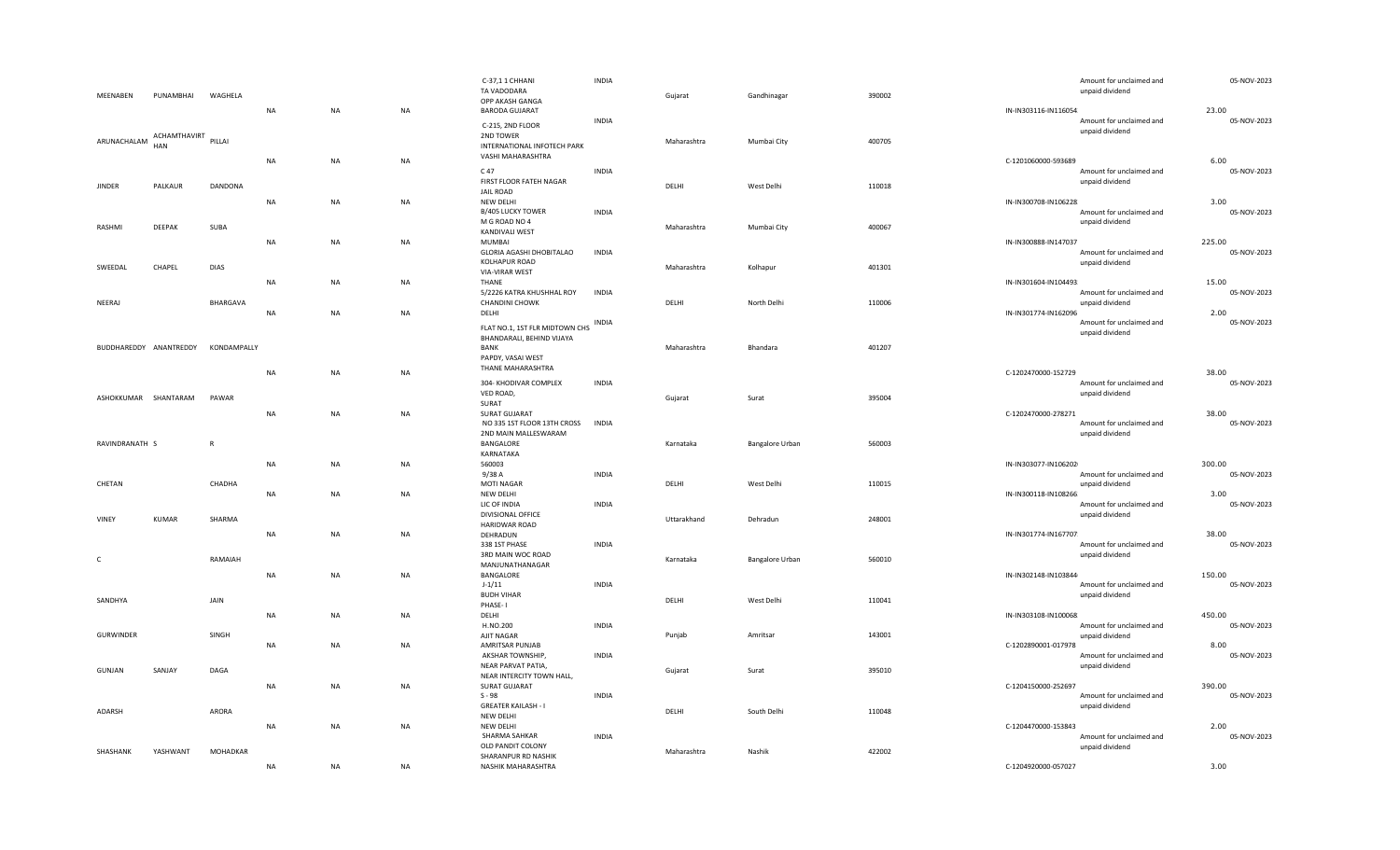| | | | | | | | | | | | | | | |
|---|---|---|---|---|---|---|---|---|---|---|---|---|---|---|
| MEENABEN | PUNAMBHAI | WAGHELA | NA | NA | NA | C-37,1 1 CHHANI TA VADODARA OPP AKASH GANGA BARODA GUJARAT | INDIA | Gujarat | Gandhinagar | 390002 | IN-IN303116-IN116054 | Amount for unclaimed and unpaid dividend | 23.00 | 05-NOV-2023 |
| ARUNACHALAM | ACHAMTHAVIRT HAN | PILLAI | NA | NA | NA | C-215, 2ND FLOOR 2ND TOWER INTERNATIONAL INFOTECH PARK VASHI MAHARASHTRA | INDIA | Maharashtra | Mumbai City | 400705 | C-1201060000-593689 | Amount for unclaimed and unpaid dividend | 6.00 | 05-NOV-2023 |
| JINDER | PALKAUR | DANDONA | NA | NA | NA | C 47 FIRST FLOOR FATEH NAGAR JAIL ROAD NEW DELHI | INDIA | DELHI | West Delhi | 110018 | IN-IN300708-IN106228 | Amount for unclaimed and unpaid dividend | 3.00 | 05-NOV-2023 |
| RASHMI | DEEPAK | SUBA | NA | NA | NA | B/405 LUCKY TOWER M G ROAD NO 4 KANDIVALI WEST MUMBAI | INDIA | Maharashtra | Mumbai City | 400067 | IN-IN300888-IN147037 | Amount for unclaimed and unpaid dividend | 225.00 | 05-NOV-2023 |
| SWEEDAL | CHAPEL | DIAS | NA | NA | NA | GLORIA AGASHI DHOBITALAO KOLHAPUR ROAD VIA-VIRAR WEST THANE | INDIA | Maharashtra | Kolhapur | 401301 | IN-IN301604-IN104493 | Amount for unclaimed and unpaid dividend | 15.00 | 05-NOV-2023 |
| NEERAJ | | BHARGAVA | NA | NA | NA | 5/2226 KATRA KHUSHHAL ROY CHANDINI CHOWK DELHI | INDIA | DELHI | North Delhi | 110006 | IN-IN301774-IN162096 | Amount for unclaimed and unpaid dividend | 2.00 | 05-NOV-2023 |
| BUDDHAREDDY | ANANTREDDY | KONDAMPALLY | NA | NA | NA | FLAT NO.1, 1ST FLR MIDTOWN CHS BHANDARALI, BEHIND VIJAYA BANK PAPDY, VASAI WEST THANE MAHARASHTRA | INDIA | Maharashtra | Bhandara | 401207 | C-1202470000-152729 | Amount for unclaimed and unpaid dividend | 38.00 | 05-NOV-2023 |
| ASHOKKUMAR | SHANTARAM | PAWAR | NA | NA | NA | 304- KHODIVAR COMPLEX VED ROAD, SURAT SURAT GUJARAT | INDIA | Gujarat | Surat | 395004 | C-1202470000-278271 | Amount for unclaimed and unpaid dividend | 38.00 | 05-NOV-2023 |
| RAVINDRANATH S | | R | NA | NA | NA | NO 335 1ST FLOOR 13TH CROSS 2ND MAIN MALLESWARAM BANGALORE KARNATAKA 560003 | INDIA | Karnataka | Bangalore Urban | 560003 | IN-IN303077-IN106202 | Amount for unclaimed and unpaid dividend | 300.00 | 05-NOV-2023 |
| CHETAN | | CHADHA | NA | NA | NA | 9/38 A MOTI NAGAR NEW DELHI | INDIA | DELHI | West Delhi | 110015 | IN-IN300118-IN108266 | Amount for unclaimed and unpaid dividend | 3.00 | 05-NOV-2023 |
| VINEY | KUMAR | SHARMA | NA | NA | NA | LIC OF INDIA DIVISIONAL OFFICE HARIDWAR ROAD DEHRADUN | INDIA | Uttarakhand | Dehradun | 248001 | IN-IN301774-IN167707 | Amount for unclaimed and unpaid dividend | 38.00 | 05-NOV-2023 |
| C | | RAMAIAH | NA | NA | NA | 338 1ST PHASE 3RD MAIN WOC ROAD MANJUNATHANAGAR BANGALORE | INDIA | Karnataka | Bangalore Urban | 560010 | IN-IN302148-IN103844 | Amount for unclaimed and unpaid dividend | 150.00 | 05-NOV-2023 |
| SANDHYA | | JAIN | NA | NA | NA | J-1/11 BUDH VIHAR PHASE- I DELHI | INDIA | DELHI | West Delhi | 110041 | IN-IN303108-IN100068 | Amount for unclaimed and unpaid dividend | 450.00 | 05-NOV-2023 |
| GURWINDER | | SINGH | NA | NA | NA | H.NO.200 AJIT NAGAR AMRITSAR PUNJAB | INDIA | Punjab | Amritsar | 143001 | C-1202890001-017978 | Amount for unclaimed and unpaid dividend | 8.00 | 05-NOV-2023 |
| GUNJAN | SANJAY | DAGA | NA | NA | NA | AKSHAR TOWNSHIP, NEAR PARVAT PATIA, NEAR INTERCITY TOWN HALL, SURAT GUJARAT | INDIA | Gujarat | Surat | 395010 | C-1204150000-252697 | Amount for unclaimed and unpaid dividend | 390.00 | 05-NOV-2023 |
| ADARSH | | ARORA | NA | NA | NA | S - 98 GREATER KAILASH - I NEW DELHI NEW DELHI | INDIA | DELHI | South Delhi | 110048 | C-1204470000-153843 | Amount for unclaimed and unpaid dividend | 2.00 | 05-NOV-2023 |
| SHASHANK | YASHWANT | MOHADKAR | NA | NA | NA | SHARMA SAHKAR OLD PANDIT COLONY SHARANPUR RD NASHIK NASHIK MAHARASHTRA | INDIA | Maharashtra | Nashik | 422002 | C-1204920000-057027 | Amount for unclaimed and unpaid dividend | 3.00 | 05-NOV-2023 |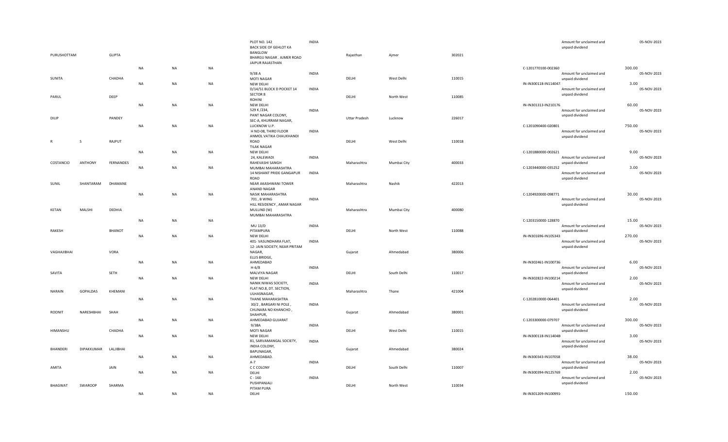| First Name | Middle Name | Last Name | Father/Husband First Name | Father/Husband Middle Name | Father/Husband Last Name | Address | Country | State | District | Pin Code | Folio Number | Investment Type | Amount | Proposed Date of Transfer |
|---|---|---|---|---|---|---|---|---|---|---|---|---|---|---|
| PURUSHOTTAM | | GUPTA | NA | NA | NA | PLOT NO. 142 BACK SIDE OF GEHLOT KA BANGLOW BHARGU NAGAR . AJMER ROAD JAIPUR RAJASTHAN | INDIA | Rajasthan | Ajmer | 302021 | C-1201770100-002360 | Amount for unclaimed and unpaid dividend | 300.00 | 05-NOV-2023 |
| SUNITA | | CHADHA | NA | NA | NA | 9/38 A MOTI NAGAR NEW DELHI | INDIA | DELHI | West Delhi | 110015 | IN-IN300118-114047 | Amount for unclaimed and unpaid dividend | 3.00 | 05-NOV-2023 |
| PARUL | | DEEP | NA | NA | NA | D/14/51 BLOCK D POCKET 14 SECTOR 8 ROHINI NEW DELHI | INDIA | DELHI | North West | 110085 | IN-IN301313-IN210176 | Amount for unclaimed and unpaid dividend | 60.00 | 05-NOV-2023 |
| DILIP | | PANDEY | NA | NA | NA | 529 K /234, PANT NAGAR COLONY, SEC-A, KHURRAM NAGAR, LUCKNOW U.P. | INDIA | Uttar Pradesh | Lucknow | 226017 | C-1201090400-020801 | Amount for unclaimed and unpaid dividend | 750.00 | 05-NOV-2023 |
| R | S | RAJPUT | NA | NA | NA | H NO-08, THIRD FLOOR ANMOL VATIKA CHAUKHANDI ROAD TILAK NAGAR NEW DELHI | INDIA | DELHI | West Delhi | 110018 | C-1201880000-002621 | Amount for unclaimed and unpaid dividend | 9.00 | 05-NOV-2023 |
| COSTANCIO | ANTHONY | FERNANDES | NA | NA | NA | 24, KALEWADI RAHEVASHI SANGH MUMBAI MAHARASHTRA | INDIA | Maharashtra | Mumbai City | 400033 | C-1203440000-035252 | Amount for unclaimed and unpaid dividend | 3.00 | 05-NOV-2023 |
| SUNIL | SHANTARAM | DHAMANE | NA | NA | NA | 14 NISHANT PRIDE GANGAPUR ROAD NEAR AKASHWANI TOWER ANAND NAGAR NASIK MAHARASHTRA | INDIA | Maharashtra | Nashik | 422013 | C-1204920000-098771 | Amount for unclaimed and unpaid dividend | 30.00 | 05-NOV-2023 |
| KETAN | MALSHI | DEDHIA | NA | NA | NA | 701 , B WING HILL RESIDENCY , AMAR NAGAR MULUND (W) MUMBAI MAHARASHTRA | INDIA | Maharashtra | Mumbai City | 400080 | C-1203150000-128870 | Amount for unclaimed and unpaid dividend | 15.00 | 05-NOV-2023 |
| RAKESH | | BHANOT | NA | NA | NA | MU 13/D PITAMPURA NEW DELHI | INDIA | DELHI | North West | 110088 | IN-IN301696-IN105343 | Amount for unclaimed and unpaid dividend | 270.00 | 05-NOV-2023 |
| VAGHAJIBHAI | | VORA | NA | NA | NA | 401- VASUNDHARA FLAT, 12- JAIN SOCIETY, NEAR PRITAM NAGAR, ELLIS BRIDGE, AHMEDABAD | INDIA | Gujarat | Ahmedabad | 380006 | IN-IN302461-IN100736 | Amount for unclaimed and unpaid dividend | 6.00 | 05-NOV-2023 |
| SAVITA | | SETH | NA | NA | NA | H-6/8 MALVIYA NAGAR NEW DELHI | INDIA | DELHI | South Delhi | 110017 | IN-IN302822-IN100214 | Amount for unclaimed and unpaid dividend | 2.00 | 05-NOV-2023 |
| NARAIN | GOPALDAS | KHEMANI | NA | NA | NA | NANIK NIWAS SOCIETY, FLAT NO.8, DT. SECTION, ULHASNAGAR, THANE MAHARASHTRA | INDIA | Maharashtra | Thane | 421004 | C-1202810000-064401 | Amount for unclaimed and unpaid dividend | 2.00 | 05-NOV-2023 |
| ROONIT | NARESHBHAI | SHAH | NA | NA | NA | 30/2 , BARGARI NI POLE , CHUNARA NO KHANCHO , SHAHPUR, AHMEDABAD GUJARAT | INDIA | Gujarat | Ahmedabad | 380001 | C-1203300000-079707 | Amount for unclaimed and unpaid dividend | 300.00 | 05-NOV-2023 |
| HIMANSHU | | CHADHA | NA | NA | NA | 9/38A MOTI NAGAR NEW DELHI | INDIA | DELHI | West Delhi | 110015 | IN-IN300118-114048 | Amount for unclaimed and unpaid dividend | 3.00 | 05-NOV-2023 |
| BHANDERI | DIPAKKUMAR | LALJIBHAI | NA | NA | NA | 81, SARVAMANGAL SOCIETY, INDIA COLONY, BAPUNAGAR, AHMEDABAD. | INDIA | Gujarat | Ahmedabad | 380024 | IN-IN300343-IN107058 | Amount for unclaimed and unpaid dividend | 38.00 | 05-NOV-2023 |
| AMITA | | JAIN | NA | NA | NA | A-7 C C COLONY DELHI | INDIA | DELHI | South Delhi | 110007 | IN-IN300394-IN125769 | Amount for unclaimed and unpaid dividend | 2.00 | 05-NOV-2023 |
| BHAGWAT | SWAROOP | SHARMA | NA | NA | NA | C - 160 PUSHPANJALI PITAM PURA DELHI | INDIA | DELHI | North West | 110034 | IN-IN301209-IN100991 | | 150.00 | |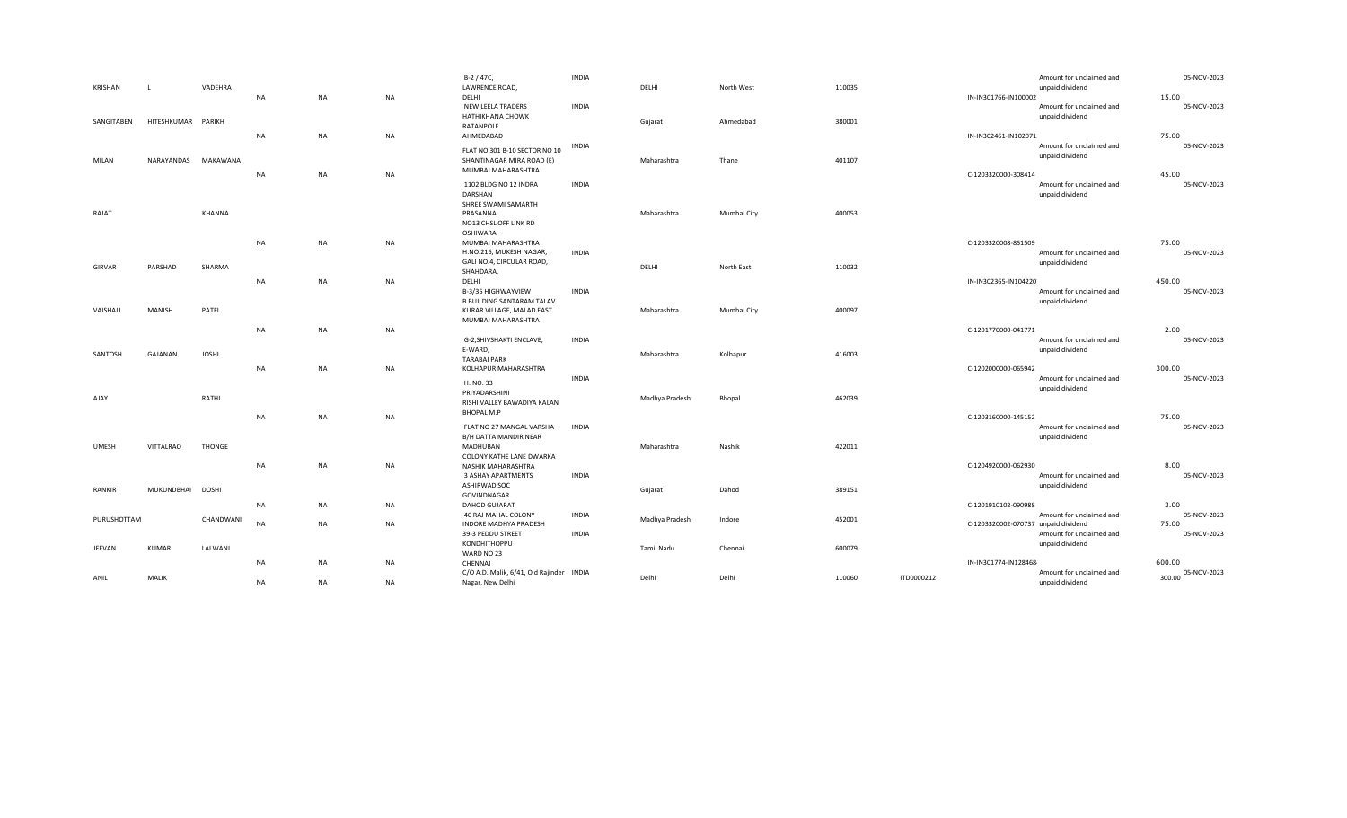| | | | | | | | | | | | | | | | | |
|---|---|---|---|---|---|---|---|---|---|---|---|---|---|---|---|---|
| KRISHAN | L | VADEHRA | NA | NA | NA | B-2 / 47C, LAWRENCE ROAD, DELHI | INDIA | DELHI | North West | 110035 | | IN-IN301766-IN100002 | Amount for unclaimed and unpaid dividend | 15.00 | 05-NOV-2023 |
| SANGITABEN | HITESHKUMAR | PARIKH | NA | NA | NA | NEW LEELA TRADERS HATHIKHANA CHOWK RATANPOLE AHMEDABAD | INDIA | Gujarat | Ahmedabad | 380001 | | IN-IN302461-IN102071 | Amount for unclaimed and unpaid dividend | 75.00 | 05-NOV-2023 |
| MILAN | NARAYANDAS | MAKAWANA | NA | NA | NA | FLAT NO 301 B-10 SECTOR NO 10 SHANTINAGAR MIRA ROAD (E) MUMBAI MAHARASHTRA | INDIA | Maharashtra | Thane | 401107 | | C-1203320000-308414 | Amount for unclaimed and unpaid dividend | 45.00 | 05-NOV-2023 |
| RAJAT | | KHANNA | NA | NA | NA | 1102 BLDG NO 12 INDRA DARSHAN SHREE SWAMI SAMARTH PRASANNA NO13 CHSL OFF LINK RD OSHIWARA MUMBAI MAHARASHTRA | INDIA | Maharashtra | Mumbai City | 400053 | | C-1203320008-851509 | Amount for unclaimed and unpaid dividend | 75.00 | 05-NOV-2023 |
| GIRVAR | PARSHAD | SHARMA | NA | NA | NA | H.NO.216, MUKESH NAGAR, GALI NO.4, CIRCULAR ROAD, SHAHDARA, DELHI | INDIA | DELHI | North East | 110032 | | IN-IN302365-IN104220 | Amount for unclaimed and unpaid dividend | 450.00 | 05-NOV-2023 |
| VAISHALI | MANISH | PATEL | NA | NA | NA | B-3/35 HIGHWAYVIEW B BUILDING SANTARAM TALAV KURAR VILLAGE, MALAD EAST MUMBAI MAHARASHTRA | INDIA | Maharashtra | Mumbai City | 400097 | | C-1201770000-041771 | Amount for unclaimed and unpaid dividend | 2.00 | 05-NOV-2023 |
| SANTOSH | GAJANAN | JOSHI | NA | NA | NA | G-2,SHIVSHAKTI ENCLAVE, E-WARD, TARABAI PARK KOLHAPUR MAHARASHTRA | INDIA | Maharashtra | Kolhapur | 416003 | | C-1202000000-065942 | Amount for unclaimed and unpaid dividend | 300.00 | 05-NOV-2023 |
| AJAY | | RATHI | NA | NA | NA | H. NO. 33 PRIYADARSHINI RISHI VALLEY BAWADIYA KALAN BHOPAL M.P | INDIA | Madhya Pradesh | Bhopal | 462039 | | C-1203160000-145152 | Amount for unclaimed and unpaid dividend | 75.00 | 05-NOV-2023 |
| UMESH | VITTALRAO | THONGE | NA | NA | NA | FLAT NO 27 MANGAL VARSHA B/H DATTA MANDIR NEAR MADHUBAN COLONY KATHE LANE DWARKA NASHIK MAHARASHTRA | INDIA | Maharashtra | Nashik | 422011 | | C-1204920000-062930 | Amount for unclaimed and unpaid dividend | 8.00 | 05-NOV-2023 |
| RANKIR | MUKUNDBHAI | DOSHI | NA | NA | NA | 3 ASHAY APARTMENTS ASHIRWAD SOC GOVINDNAGAR DAHOD GUJARAT | INDIA | Gujarat | Dahod | 389151 | | C-1201910102-090988 | Amount for unclaimed and unpaid dividend | 3.00 | 05-NOV-2023 |
| PURUSHOTTAM | | CHANDWANI | NA | NA | NA | 40 RAJ MAHAL COLONY INDORE MADHYA PRADESH | INDIA | Madhya Pradesh | Indore | 452001 | | C-1203320002-070737 | Amount for unclaimed and unpaid dividend | 75.00 | 05-NOV-2023 |
| JEEVAN | KUMAR | LALWANI | NA | NA | NA | 39-3 PEDDU STREET KONDHITHOPPU WARD NO 23 CHENNAI | INDIA | Tamil Nadu | Chennai | 600079 | | IN-IN301774-IN128468 | Amount for unclaimed and unpaid dividend | 600.00 | 05-NOV-2023 |
| ANIL | MALIK | | NA | NA | NA | C/O A.D. Malik, 6/41, Old Rajinder Nagar, New Delhi | INDIA | Delhi | Delhi | 110060 | ITD0000212 | | Amount for unclaimed and unpaid dividend | 300.00 | 05-NOV-2023 |